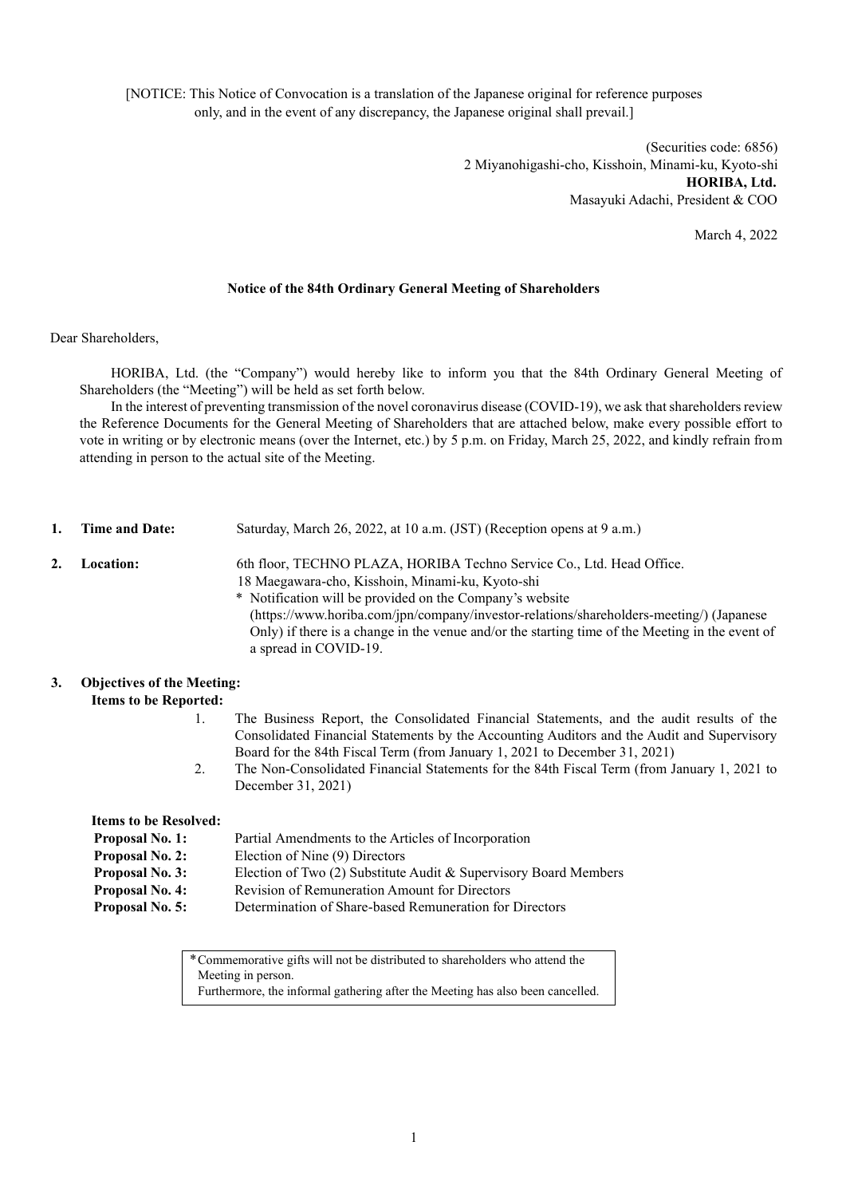[NOTICE: This Notice of Convocation is a translation of the Japanese original for reference purposes only, and in the event of any discrepancy, the Japanese original shall prevail.]

(Securities code: 6856)
2 Miyanohigashi-cho, Kisshoin, Minami-ku, Kyoto-shi
**HORIBA, Ltd.**
Masayuki Adachi, President & COO

March 4, 2022

# Notice of the 84th Ordinary General Meeting of Shareholders

Dear Shareholders,

HORIBA, Ltd. (the "Company") would hereby like to inform you that the 84th Ordinary General Meeting of Shareholders (the "Meeting") will be held as set forth below.

In the interest of preventing transmission of the novel coronavirus disease (COVID-19), we ask that shareholders review the Reference Documents for the General Meeting of Shareholders that are attached below, make every possible effort to vote in writing or by electronic means (over the Internet, etc.) by 5 p.m. on Friday, March 25, 2022, and kindly refrain from attending in person to the actual site of the Meeting.

**1. Time and Date:** Saturday, March 26, 2022, at 10 a.m. (JST) (Reception opens at 9 a.m.)

**2. Location:** 6th floor, TECHNO PLAZA, HORIBA Techno Service Co., Ltd. Head Office.
18 Maegawara-cho, Kisshoin, Minami-ku, Kyoto-shi
\* Notification will be provided on the Company's website (https://www.horiba.com/jpn/company/investor-relations/shareholders-meeting/) (Japanese Only) if there is a change in the venue and/or the starting time of the Meeting in the event of a spread in COVID-19.

**3. Objectives of the Meeting:**

**Items to be Reported:**

1. The Business Report, the Consolidated Financial Statements, and the audit results of the Consolidated Financial Statements by the Accounting Auditors and the Audit and Supervisory Board for the 84th Fiscal Term (from January 1, 2021 to December 31, 2021)
2. The Non-Consolidated Financial Statements for the 84th Fiscal Term (from January 1, 2021 to December 31, 2021)

**Items to be Resolved:**

**Proposal No. 1:** Partial Amendments to the Articles of Incorporation
**Proposal No. 2:** Election of Nine (9) Directors
**Proposal No. 3:** Election of Two (2) Substitute Audit & Supervisory Board Members
**Proposal No. 4:** Revision of Remuneration Amount for Directors
**Proposal No. 5:** Determination of Share-based Remuneration for Directors

＊Commemorative gifts will not be distributed to shareholders who attend the Meeting in person.
Furthermore, the informal gathering after the Meeting has also been cancelled.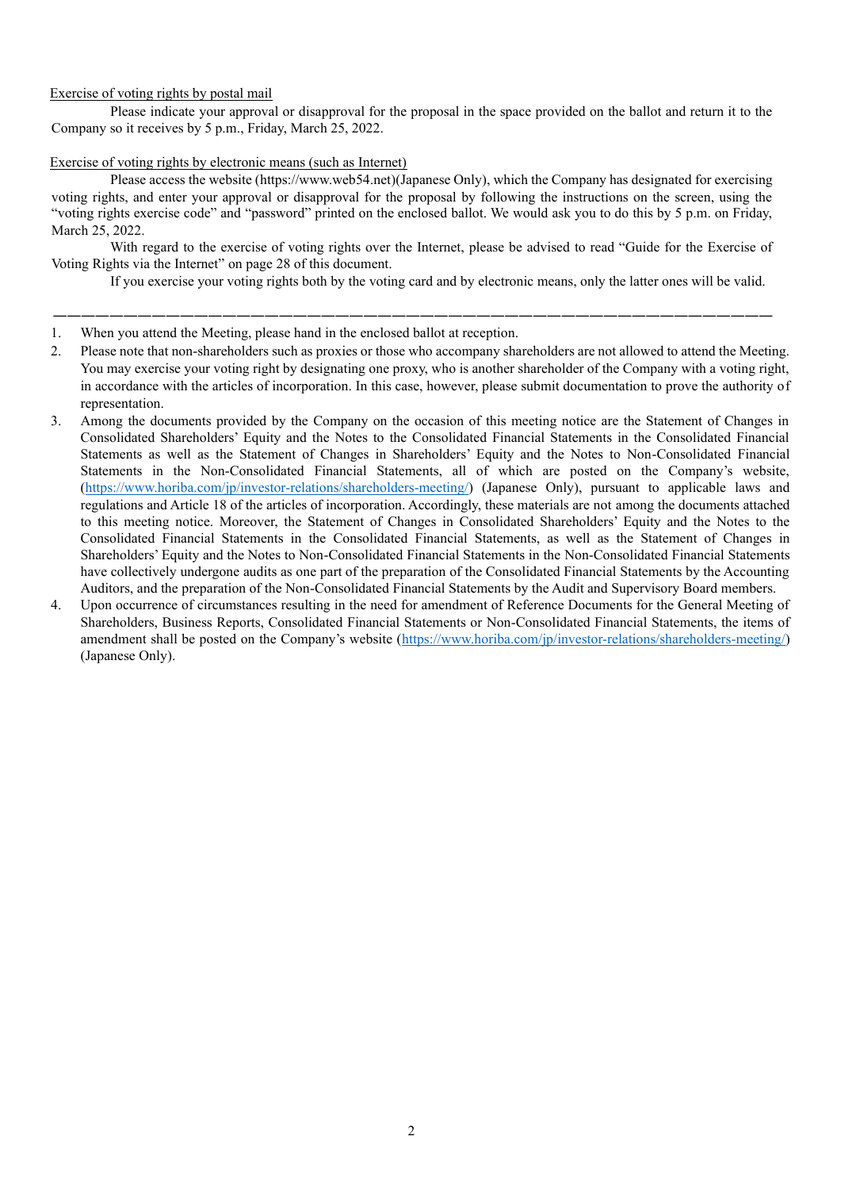Exercise of voting rights by postal mail

Please indicate your approval or disapproval for the proposal in the space provided on the ballot and return it to the Company so it receives by 5 p.m., Friday, March 25, 2022.

Exercise of voting rights by electronic means (such as Internet)

Please access the website (https://www.web54.net)(Japanese Only), which the Company has designated for exercising voting rights, and enter your approval or disapproval for the proposal by following the instructions on the screen, using the "voting rights exercise code" and "password" printed on the enclosed ballot. We would ask you to do this by 5 p.m. on Friday, March 25, 2022.

With regard to the exercise of voting rights over the Internet, please be advised to read "Guide for the Exercise of Voting Rights via the Internet" on page 28 of this document.

If you exercise your voting rights both by the voting card and by electronic means, only the latter ones will be valid.

---

1. When you attend the Meeting, please hand in the enclosed ballot at reception.
2. Please note that non-shareholders such as proxies or those who accompany shareholders are not allowed to attend the Meeting. You may exercise your voting right by designating one proxy, who is another shareholder of the Company with a voting right, in accordance with the articles of incorporation. In this case, however, please submit documentation to prove the authority of representation.
3. Among the documents provided by the Company on the occasion of this meeting notice are the Statement of Changes in Consolidated Shareholders' Equity and the Notes to the Consolidated Financial Statements in the Consolidated Financial Statements as well as the Statement of Changes in Shareholders' Equity and the Notes to Non-Consolidated Financial Statements in the Non-Consolidated Financial Statements, all of which are posted on the Company's website, (https://www.horiba.com/jp/investor-relations/shareholders-meeting/) (Japanese Only), pursuant to applicable laws and regulations and Article 18 of the articles of incorporation. Accordingly, these materials are not among the documents attached to this meeting notice. Moreover, the Statement of Changes in Consolidated Shareholders' Equity and the Notes to the Consolidated Financial Statements in the Consolidated Financial Statements, as well as the Statement of Changes in Shareholders' Equity and the Notes to Non-Consolidated Financial Statements in the Non-Consolidated Financial Statements have collectively undergone audits as one part of the preparation of the Consolidated Financial Statements by the Accounting Auditors, and the preparation of the Non-Consolidated Financial Statements by the Audit and Supervisory Board members.
4. Upon occurrence of circumstances resulting in the need for amendment of Reference Documents for the General Meeting of Shareholders, Business Reports, Consolidated Financial Statements or Non-Consolidated Financial Statements, the items of amendment shall be posted on the Company's website (https://www.horiba.com/jp/investor-relations/shareholders-meeting/) (Japanese Only).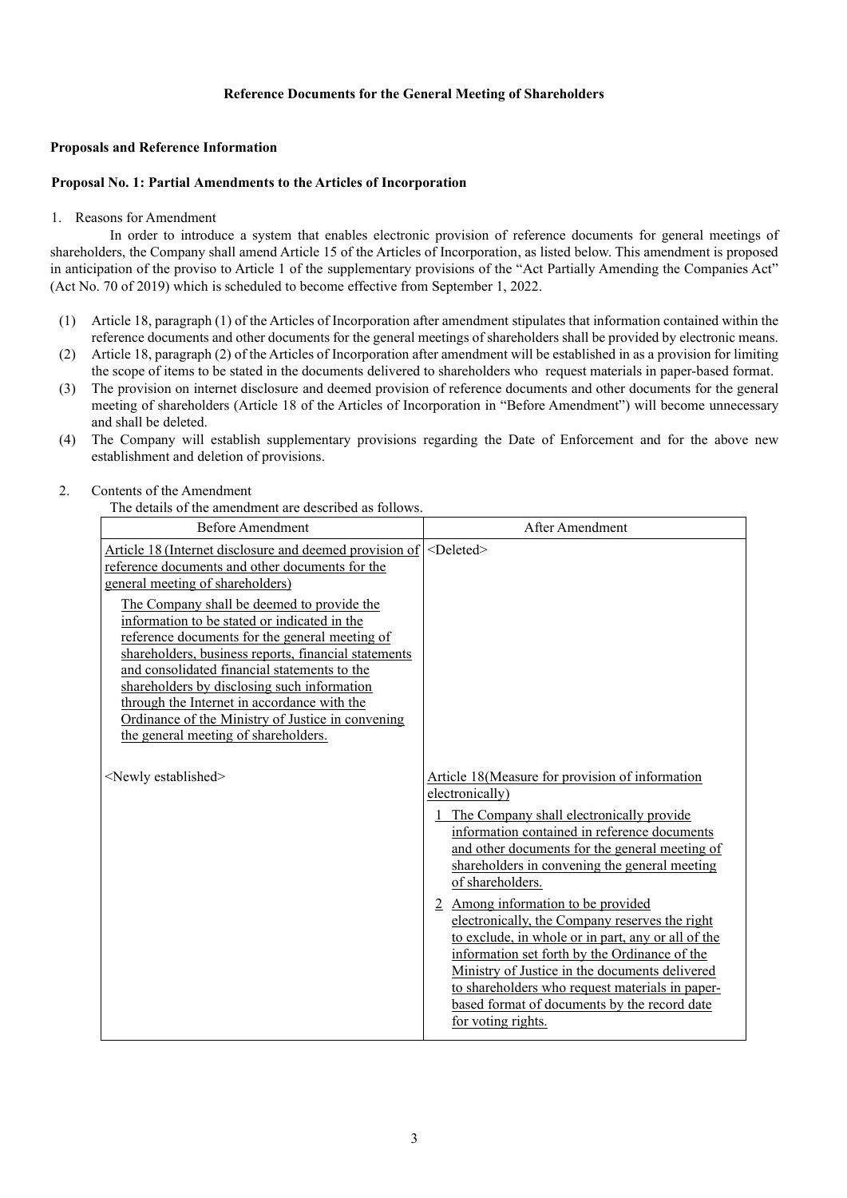### Reference Documents for the General Meeting of Shareholders

**Proposals and Reference Information**

**Proposal No. 1: Partial Amendments to the Articles of Incorporation**

1. Reasons for Amendment

In order to introduce a system that enables electronic provision of reference documents for general meetings of shareholders, the Company shall amend Article 15 of the Articles of Incorporation, as listed below. This amendment is proposed in anticipation of the proviso to Article 1 of the supplementary provisions of the "Act Partially Amending the Companies Act" (Act No. 70 of 2019) which is scheduled to become effective from September 1, 2022.

(1) Article 18, paragraph (1) of the Articles of Incorporation after amendment stipulates that information contained within the reference documents and other documents for the general meetings of shareholders shall be provided by electronic means.
(2) Article 18, paragraph (2) of the Articles of Incorporation after amendment will be established in as a provision for limiting the scope of items to be stated in the documents delivered to shareholders who request materials in paper-based format.
(3) The provision on internet disclosure and deemed provision of reference documents and other documents for the general meeting of shareholders (Article 18 of the Articles of Incorporation in "Before Amendment") will become unnecessary and shall be deleted.
(4) The Company will establish supplementary provisions regarding the Date of Enforcement and for the above new establishment and deletion of provisions.

2. Contents of the Amendment

The details of the amendment are described as follows.

| Before Amendment | After Amendment |
|---|---|
| Article 18 (Internet disclosure and deemed provision of reference documents and other documents for the general meeting of shareholders)<br>The Company shall be deemed to provide the information to be stated or indicated in the reference documents for the general meeting of shareholders, business reports, financial statements and consolidated financial statements to the shareholders by disclosing such information through the Internet in accordance with the Ordinance of the Ministry of Justice in convening the general meeting of shareholders. | <Deleted> |
| <Newly established> | Article 18(Measure for provision of information electronically)<br>1 The Company shall electronically provide information contained in reference documents and other documents for the general meeting of shareholders in convening the general meeting of shareholders.<br>2 Among information to be provided electronically, the Company reserves the right to exclude, in whole or in part, any or all of the information set forth by the Ordinance of the Ministry of Justice in the documents delivered to shareholders who request materials in paper-based format of documents by the record date for voting rights. |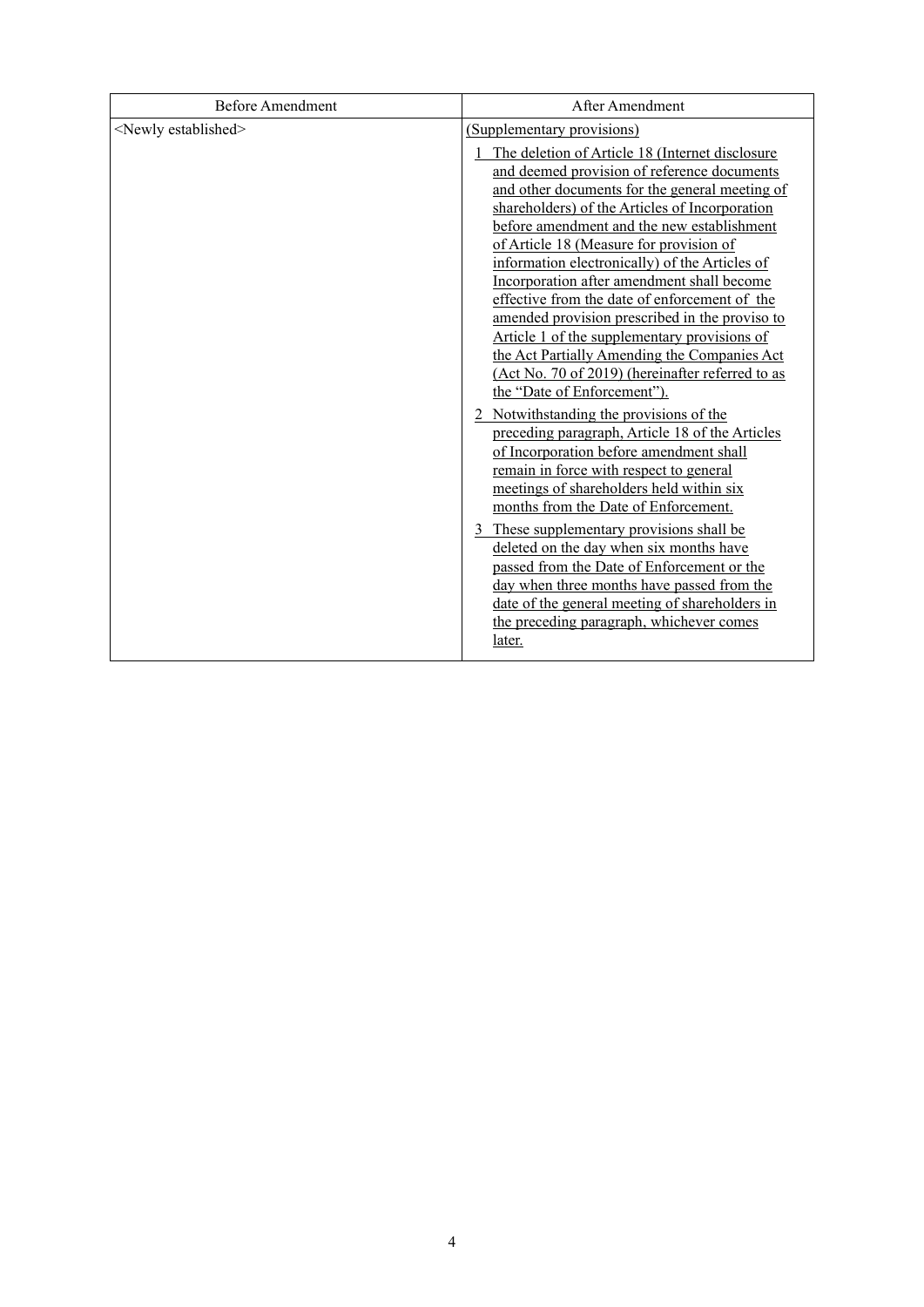| Before Amendment | After Amendment |
|---|---|
| <Newly established> | (Supplementary provisions)<br><br>1 The deletion of Article 18 (Internet disclosure and deemed provision of reference documents and other documents for the general meeting of shareholders) of the Articles of Incorporation before amendment and the new establishment of Article 18 (Measure for provision of information electronically) of the Articles of Incorporation after amendment shall become effective from the date of enforcement of the amended provision prescribed in the proviso to Article 1 of the supplementary provisions of the Act Partially Amending the Companies Act (Act No. 70 of 2019) (hereinafter referred to as the "Date of Enforcement").<br><br>2 Notwithstanding the provisions of the preceding paragraph, Article 18 of the Articles of Incorporation before amendment shall remain in force with respect to general meetings of shareholders held within six months from the Date of Enforcement.<br><br>3 These supplementary provisions shall be deleted on the day when six months have passed from the Date of Enforcement or the day when three months have passed from the date of the general meeting of shareholders in the preceding paragraph, whichever comes later. |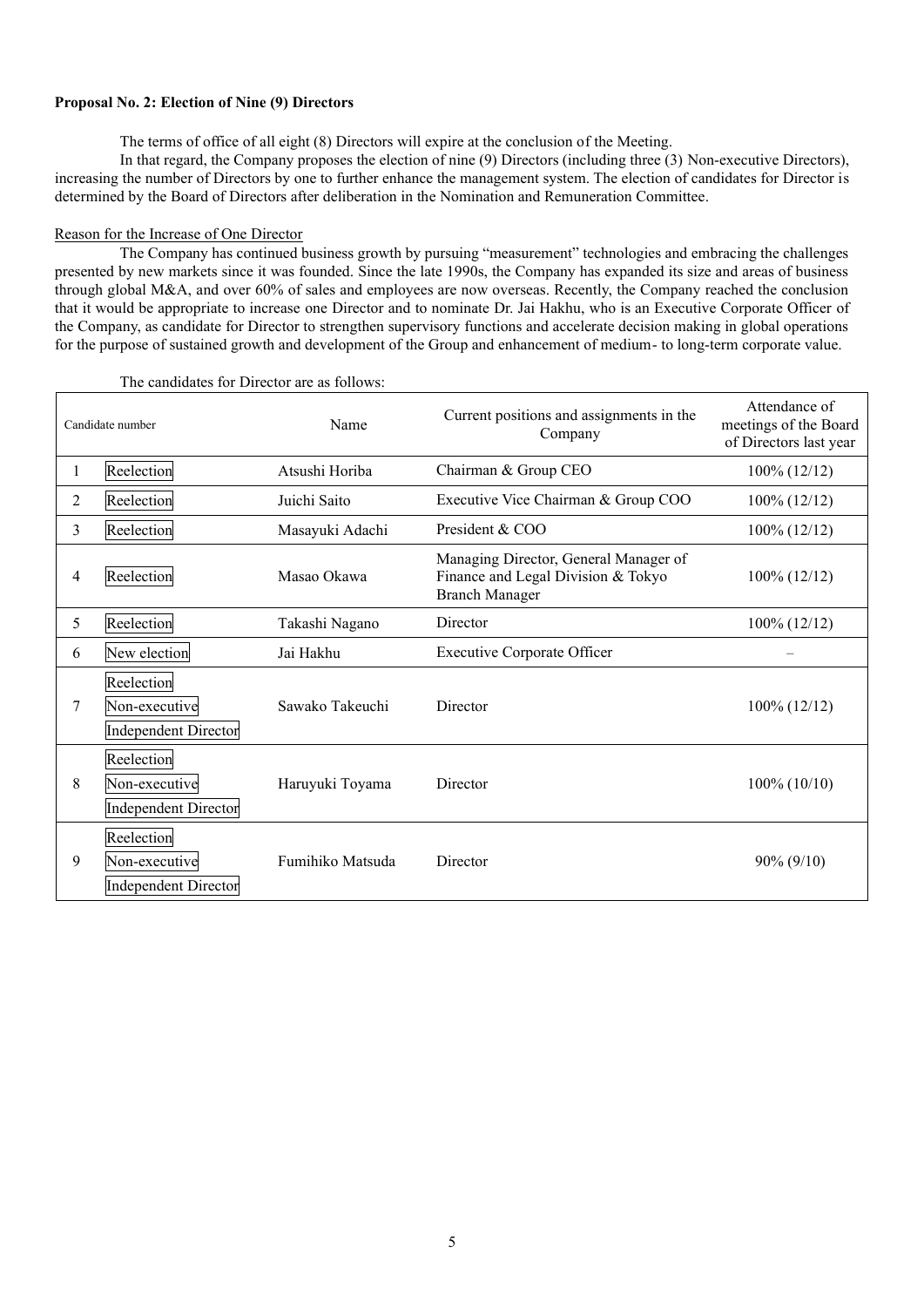**Proposal No. 2: Election of Nine (9) Directors**

The terms of office of all eight (8) Directors will expire at the conclusion of the Meeting.

In that regard, the Company proposes the election of nine (9) Directors (including three (3) Non-executive Directors), increasing the number of Directors by one to further enhance the management system. The election of candidates for Director is determined by the Board of Directors after deliberation in the Nomination and Remuneration Committee.

Reason for the Increase of One Director

The Company has continued business growth by pursuing "measurement" technologies and embracing the challenges presented by new markets since it was founded. Since the late 1990s, the Company has expanded its size and areas of business through global M&A, and over 60% of sales and employees are now overseas. Recently, the Company reached the conclusion that it would be appropriate to increase one Director and to nominate Dr. Jai Hakhu, who is an Executive Corporate Officer of the Company, as candidate for Director to strengthen supervisory functions and accelerate decision making in global operations for the purpose of sustained growth and development of the Group and enhancement of medium- to long-term corporate value.

The candidates for Director are as follows:

| Candidate number | | Name | Current positions and assignments in the Company | Attendance of meetings of the Board of Directors last year |
|---|---|---|---|---|
| 1 | Reelection | Atsushi Horiba | Chairman & Group CEO | 100% (12/12) |
| 2 | Reelection | Juichi Saito | Executive Vice Chairman & Group COO | 100% (12/12) |
| 3 | Reelection | Masayuki Adachi | President & COO | 100% (12/12) |
| 4 | Reelection | Masao Okawa | Managing Director, General Manager of Finance and Legal Division & Tokyo Branch Manager | 100% (12/12) |
| 5 | Reelection | Takashi Nagano | Director | 100% (12/12) |
| 6 | New election | Jai Hakhu | Executive Corporate Officer | – |
| 7 | Reelection<br>Non-executive<br>Independent Director | Sawako Takeuchi | Director | 100% (12/12) |
| 8 | Reelection<br>Non-executive<br>Independent Director | Haruyuki Toyama | Director | 100% (10/10) |
| 9 | Reelection<br>Non-executive<br>Independent Director | Fumihiko Matsuda | Director | 90% (9/10) |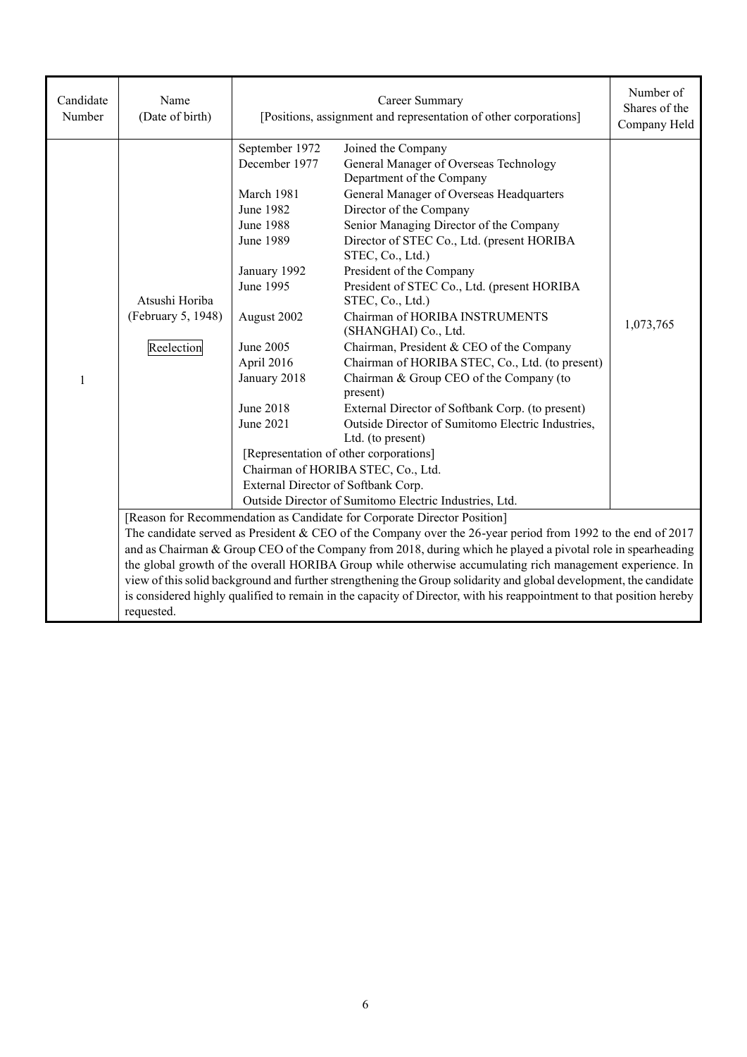| Candidate Number | Name (Date of birth) | Career Summary [Positions, assignment and representation of other corporations] | | Number of Shares of the Company Held |
|---|---|---|---|---|
| 1 | Atsushi Horiba (February 5, 1948) Reelection | September 1972 | Joined the Company | 1,073,765 |
| | | December 1977 | General Manager of Overseas Technology Department of the Company | |
| | | March 1981 | General Manager of Overseas Headquarters | |
| | | June 1982 | Director of the Company | |
| | | June 1988 | Senior Managing Director of the Company | |
| | | June 1989 | Director of STEC Co., Ltd. (present HORIBA STEC, Co., Ltd.) | |
| | | January 1992 | President of the Company | |
| | | June 1995 | President of STEC Co., Ltd. (present HORIBA STEC, Co., Ltd.) | |
| | | August 2002 | Chairman of HORIBA INSTRUMENTS (SHANGHAI) Co., Ltd. | |
| | | June 2005 | Chairman, President & CEO of the Company | |
| | | April 2016 | Chairman of HORIBA STEC, Co., Ltd. (to present) | |
| | | January 2018 | Chairman & Group CEO of the Company (to present) | |
| | | June 2018 | External Director of Softbank Corp. (to present) | |
| | | June 2021 | Outside Director of Sumitomo Electric Industries, Ltd. (to present) | |
| | | [Representation of other corporations] Chairman of HORIBA STEC, Co., Ltd. External Director of Softbank Corp. Outside Director of Sumitomo Electric Industries, Ltd. | | |
| | [Reason for Recommendation as Candidate for Corporate Director Position] The candidate served as President & CEO of the Company over the 26-year period from 1992 to the end of 2017 and as Chairman & Group CEO of the Company from 2018, during which he played a pivotal role in spearheading the global growth of the overall HORIBA Group while otherwise accumulating rich management experience. In view of this solid background and further strengthening the Group solidarity and global development, the candidate is considered highly qualified to remain in the capacity of Director, with his reappointment to that position hereby requested. | | | |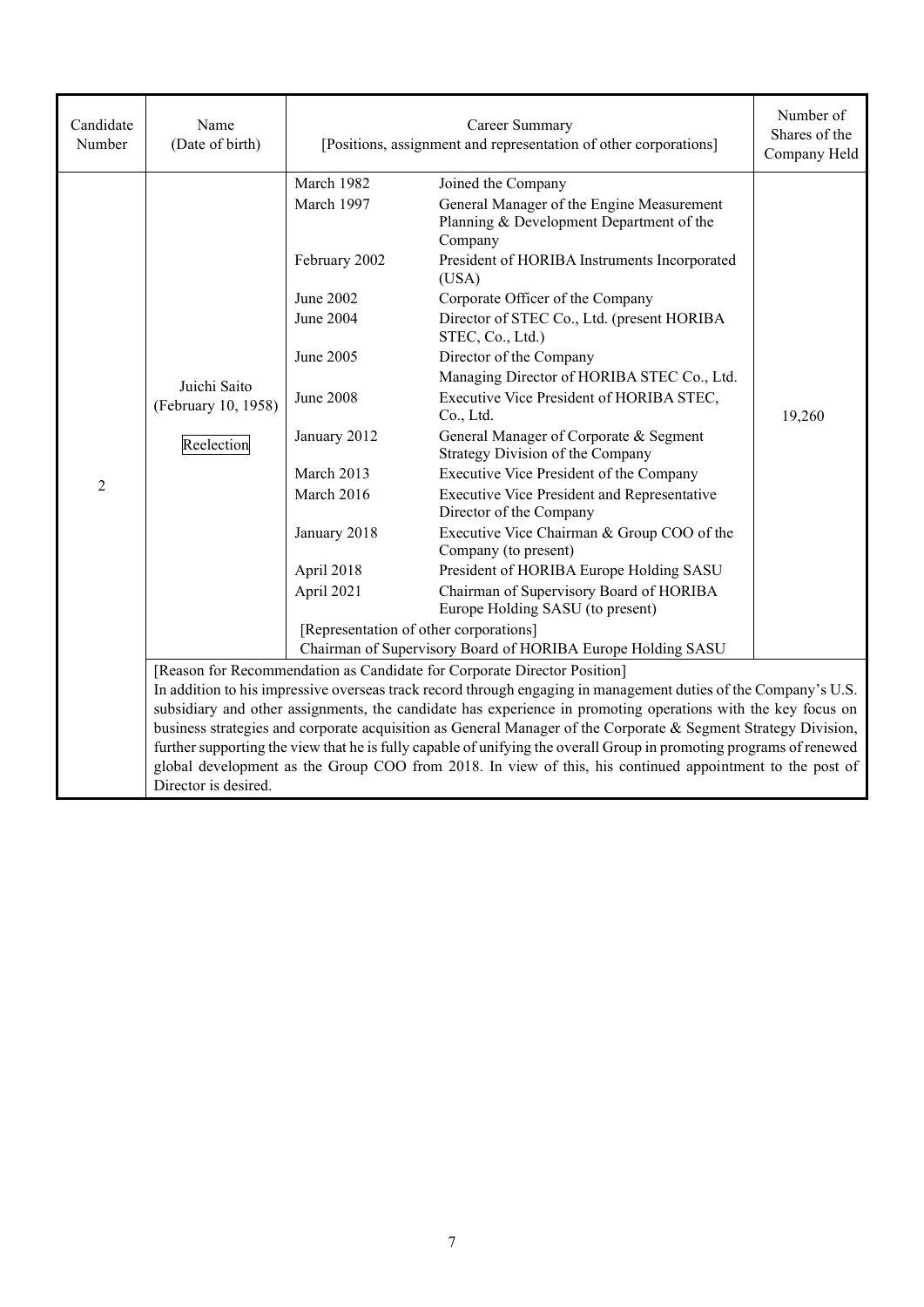| Candidate Number | Name (Date of birth) | Career Summary [Positions, assignment and representation of other corporations] | | Number of Shares of the Company Held |
|---|---|---|---|---|
| 2 | Juichi Saito (February 10, 1958) Reelection | March 1982 | Joined the Company | 19,260 |
| | | March 1997 | General Manager of the Engine Measurement Planning & Development Department of the Company | |
| | | February 2002 | President of HORIBA Instruments Incorporated (USA) | |
| | | June 2002 | Corporate Officer of the Company | |
| | | June 2004 | Director of STEC Co., Ltd. (present HORIBA STEC, Co., Ltd.) | |
| | | June 2005 | Director of the Company<br>Managing Director of HORIBA STEC Co., Ltd. | |
| | | June 2008 | Executive Vice President of HORIBA STEC, Co., Ltd. | |
| | | January 2012 | General Manager of Corporate & Segment Strategy Division of the Company | |
| | | March 2013 | Executive Vice President of the Company | |
| | | March 2016 | Executive Vice President and Representative Director of the Company | |
| | | January 2018 | Executive Vice Chairman & Group COO of the Company (to present) | |
| | | April 2018 | President of HORIBA Europe Holding SASU | |
| | | April 2021 | Chairman of Supervisory Board of HORIBA Europe Holding SASU (to present) | |
| | | [Representation of other corporations]<br>Chairman of Supervisory Board of HORIBA Europe Holding SASU | | |

[Reason for Recommendation as Candidate for Corporate Director Position]

In addition to his impressive overseas track record through engaging in management duties of the Company's U.S. subsidiary and other assignments, the candidate has experience in promoting operations with the key focus on business strategies and corporate acquisition as General Manager of the Corporate & Segment Strategy Division, further supporting the view that he is fully capable of unifying the overall Group in promoting programs of renewed global development as the Group COO from 2018. In view of this, his continued appointment to the post of Director is desired.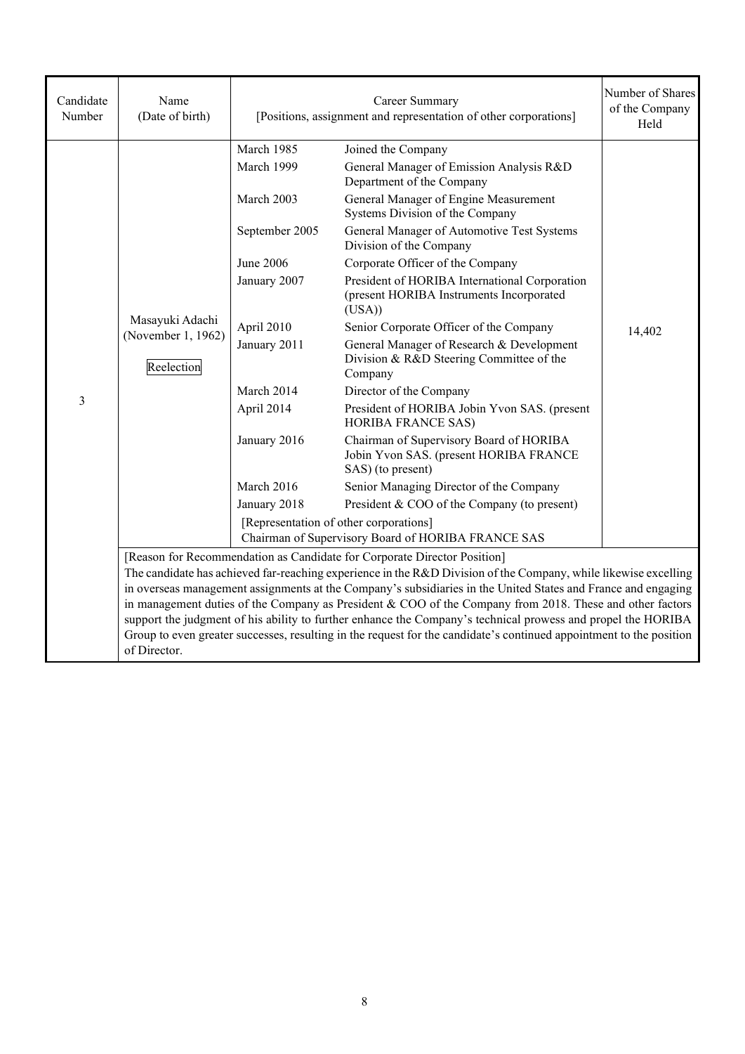| Candidate Number | Name (Date of birth) | Career Summary [Positions, assignment and representation of other corporations] | | Number of Shares of the Company Held |
|---|---|---|---|---|
| 3 | Masayuki Adachi (November 1, 1962) Reelection | March 1985 | Joined the Company | 14,402 |
| | | March 1999 | General Manager of Emission Analysis R&D Department of the Company | |
| | | March 2003 | General Manager of Engine Measurement Systems Division of the Company | |
| | | September 2005 | General Manager of Automotive Test Systems Division of the Company | |
| | | June 2006 | Corporate Officer of the Company | |
| | | January 2007 | President of HORIBA International Corporation (present HORIBA Instruments Incorporated (USA)) | |
| | | April 2010 | Senior Corporate Officer of the Company | |
| | | January 2011 | General Manager of Research & Development Division & R&D Steering Committee of the Company | |
| | | March 2014 | Director of the Company | |
| | | April 2014 | President of HORIBA Jobin Yvon SAS. (present HORIBA FRANCE SAS) | |
| | | January 2016 | Chairman of Supervisory Board of HORIBA Jobin Yvon SAS. (present HORIBA FRANCE SAS) (to present) | |
| | | March 2016 | Senior Managing Director of the Company | |
| | | January 2018 | President & COO of the Company (to present) | |
| | | [Representation of other corporations] Chairman of Supervisory Board of HORIBA FRANCE SAS | | |

[Reason for Recommendation as Candidate for Corporate Director Position]
The candidate has achieved far-reaching experience in the R&D Division of the Company, while likewise excelling in overseas management assignments at the Company's subsidiaries in the United States and France and engaging in management duties of the Company as President & COO of the Company from 2018. These and other factors support the judgment of his ability to further enhance the Company's technical prowess and propel the HORIBA Group to even greater successes, resulting in the request for the candidate's continued appointment to the position of Director.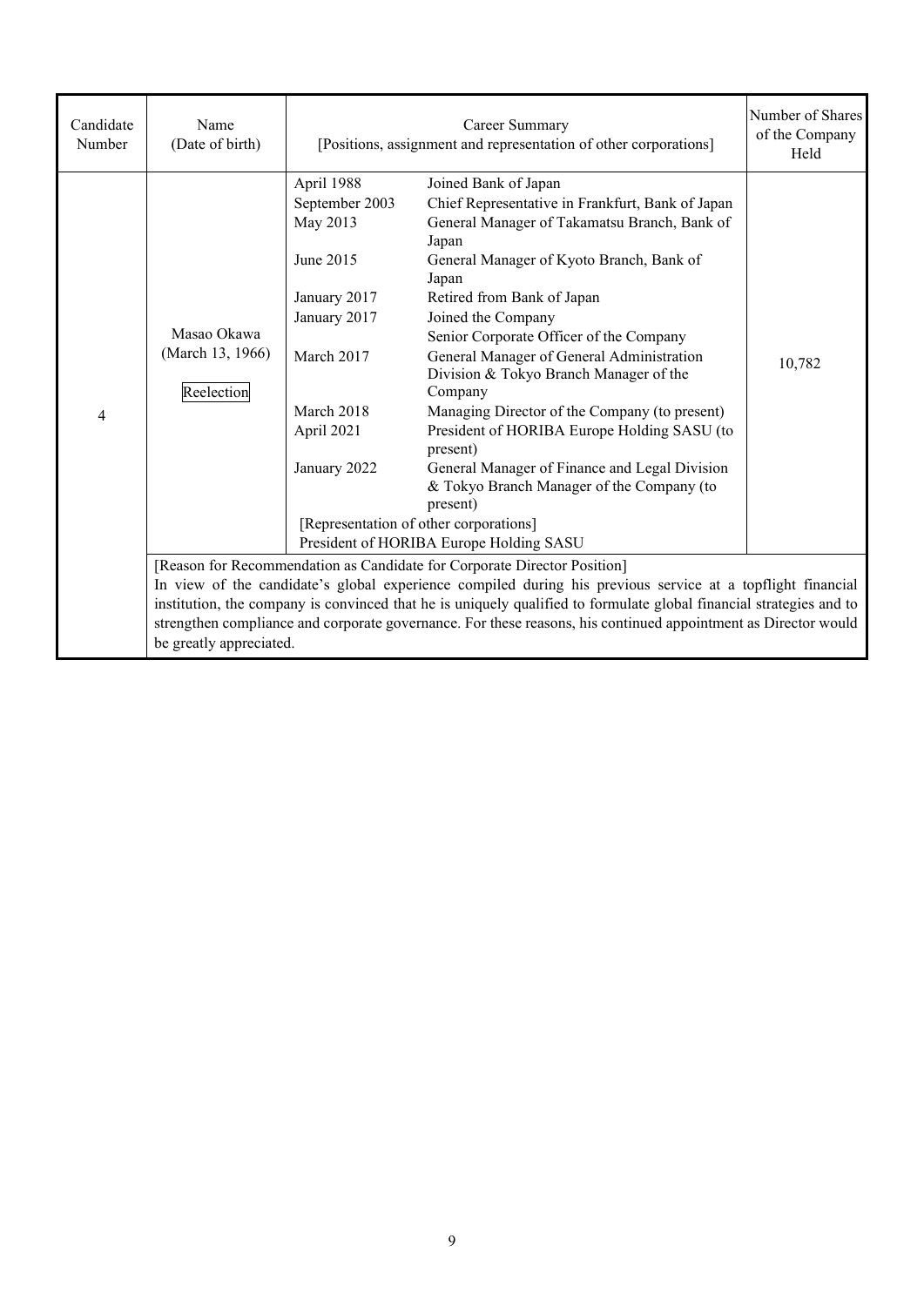| Candidate Number | Name (Date of birth) | Career Summary [Positions, assignment and representation of other corporations] | | Number of Shares of the Company Held |
|---|---|---|---|---|
| 4 | Masao Okawa (March 13, 1966) Reelection | April 1988 | Joined Bank of Japan | 10,782 |
| | | September 2003 | Chief Representative in Frankfurt, Bank of Japan | |
| | | May 2013 | General Manager of Takamatsu Branch, Bank of Japan | |
| | | June 2015 | General Manager of Kyoto Branch, Bank of Japan | |
| | | January 2017 | Retired from Bank of Japan | |
| | | January 2017 | Joined the Company<br>Senior Corporate Officer of the Company | |
| | | March 2017 | General Manager of General Administration Division & Tokyo Branch Manager of the Company | |
| | | March 2018 | Managing Director of the Company (to present) | |
| | | April 2021 | President of HORIBA Europe Holding SASU (to present) | |
| | | January 2022 | General Manager of Finance and Legal Division & Tokyo Branch Manager of the Company (to present) | |
| | | [Representation of other corporations]<br>President of HORIBA Europe Holding SASU | | |
| | [Reason for Recommendation as Candidate for Corporate Director Position]<br>In view of the candidate's global experience compiled during his previous service at a topflight financial institution, the company is convinced that he is uniquely qualified to formulate global financial strategies and to strengthen compliance and corporate governance. For these reasons, his continued appointment as Director would be greatly appreciated. | | | |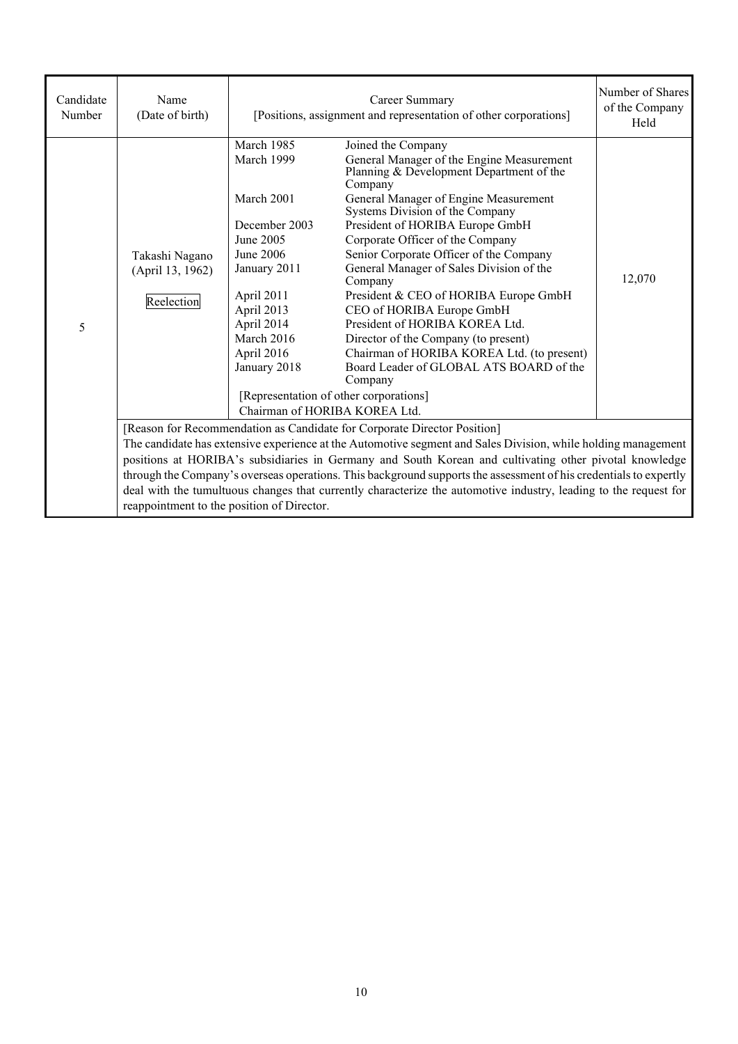| Candidate Number | Name (Date of birth) | Career Summary [Positions, assignment and representation of other corporations] | | Number of Shares of the Company Held |
|---|---|---|---|---|
| 5 | Takashi Nagano (April 13, 1962) Reelection | March 1985 | Joined the Company | 12,070 |
| | | March 1999 | General Manager of the Engine Measurement Planning & Development Department of the Company | |
| | | March 2001 | General Manager of Engine Measurement Systems Division of the Company | |
| | | December 2003 | President of HORIBA Europe GmbH | |
| | | June 2005 | Corporate Officer of the Company | |
| | | June 2006 | Senior Corporate Officer of the Company | |
| | | January 2011 | General Manager of Sales Division of the Company | |
| | | April 2011 | President & CEO of HORIBA Europe GmbH | |
| | | April 2013 | CEO of HORIBA Europe GmbH | |
| | | April 2014 | President of HORIBA KOREA Ltd. | |
| | | March 2016 | Director of the Company (to present) | |
| | | April 2016 | Chairman of HORIBA KOREA Ltd. (to present) | |
| | | January 2018 | Board Leader of GLOBAL ATS BOARD of the Company | |
| | | [Representation of other corporations] Chairman of HORIBA KOREA Ltd. | | |
| | [Reason for Recommendation as Candidate for Corporate Director Position] The candidate has extensive experience at the Automotive segment and Sales Division, while holding management positions at HORIBA's subsidiaries in Germany and South Korean and cultivating other pivotal knowledge through the Company's overseas operations. This background supports the assessment of his credentials to expertly deal with the tumultuous changes that currently characterize the automotive industry, leading to the request for reappointment to the position of Director. | | | |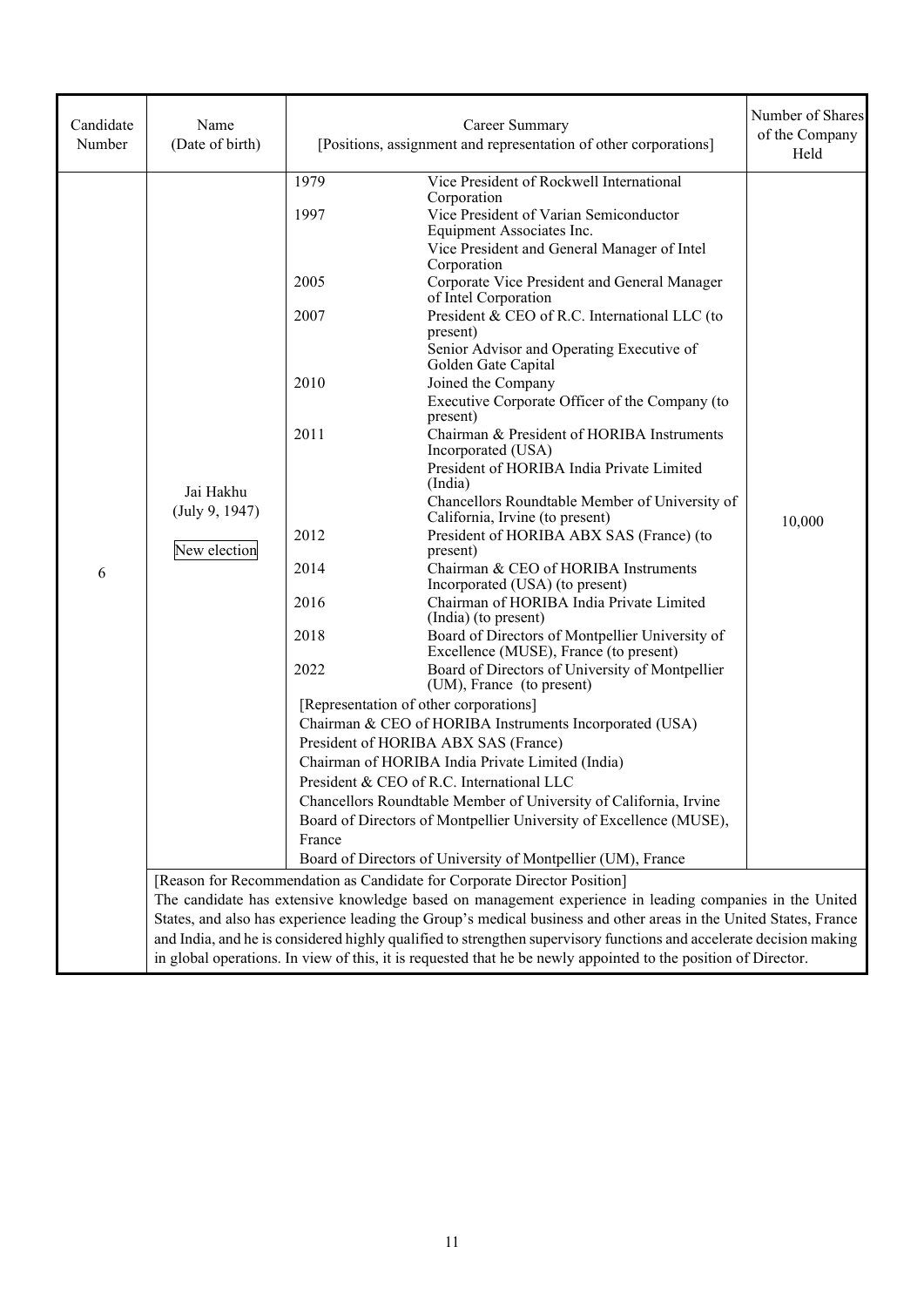| Candidate Number | Name (Date of birth) | Career Summary [Positions, assignment and representation of other corporations] | | Number of Shares of the Company Held |
|---|---|---|---|---|
| 6 | Jai Hakhu (July 9, 1947) New election | 1979 | Vice President of Rockwell International Corporation | 10,000 |
| | | 1997 | Vice President of Varian Semiconductor Equipment Associates Inc.<br>Vice President and General Manager of Intel Corporation | |
| | | 2005 | Corporate Vice President and General Manager of Intel Corporation | |
| | | 2007 | President & CEO of R.C. International LLC (to present)<br>Senior Advisor and Operating Executive of Golden Gate Capital | |
| | | 2010 | Joined the Company<br>Executive Corporate Officer of the Company (to present) | |
| | | 2011 | Chairman & President of HORIBA Instruments Incorporated (USA)<br>President of HORIBA India Private Limited (India)<br>Chancellors Roundtable Member of University of California, Irvine (to present) | |
| | | 2012 | President of HORIBA ABX SAS (France) (to present) | |
| | | 2014 | Chairman & CEO of HORIBA Instruments Incorporated (USA) (to present) | |
| | | 2016 | Chairman of HORIBA India Private Limited (India) (to present) | |
| | | 2018 | Board of Directors of Montpellier University of Excellence (MUSE), France (to present) | |
| | | 2022 | Board of Directors of University of Montpellier (UM), France (to present) | |
| | | [Representation of other corporations]<br>Chairman & CEO of HORIBA Instruments Incorporated (USA)<br>President of HORIBA ABX SAS (France)<br>Chairman of HORIBA India Private Limited (India)<br>President & CEO of R.C. International LLC<br>Chancellors Roundtable Member of University of California, Irvine<br>Board of Directors of Montpellier University of Excellence (MUSE), France<br>Board of Directors of University of Montpellier (UM), France | | |
| | [Reason for Recommendation as Candidate for Corporate Director Position]<br>The candidate has extensive knowledge based on management experience in leading companies in the United States, and also has experience leading the Group's medical business and other areas in the United States, France and India, and he is considered highly qualified to strengthen supervisory functions and accelerate decision making in global operations. In view of this, it is requested that he be newly appointed to the position of Director. | | | |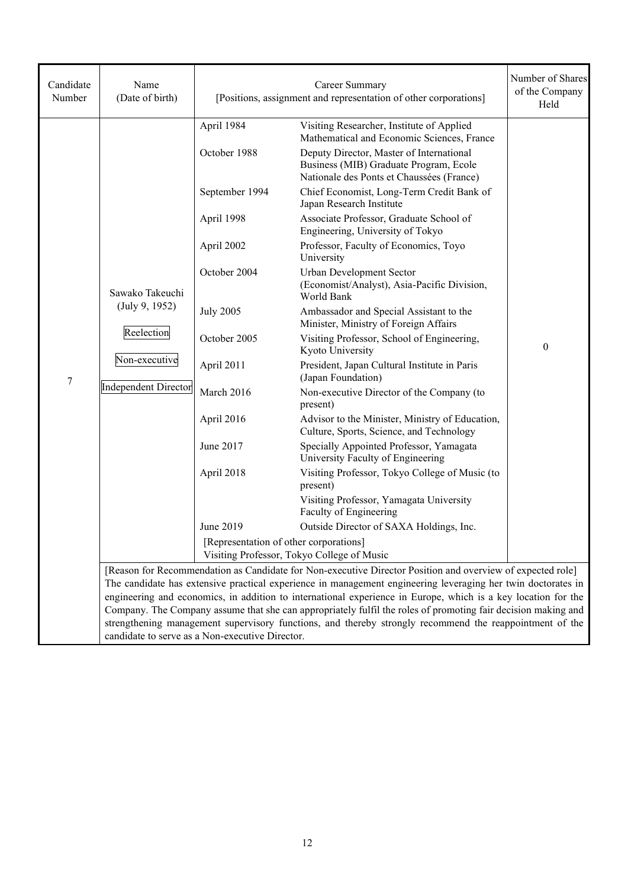| Candidate Number | Name (Date of birth) | Career Summary [Positions, assignment and representation of other corporations] | | Number of Shares of the Company Held |
|---|---|---|---|---|
| 7 | Sawako Takeuchi (July 9, 1952) Reelection Non-executive Independent Director | April 1984 | Visiting Researcher, Institute of Applied Mathematical and Economic Sciences, France | 0 |
| | | October 1988 | Deputy Director, Master of International Business (MIB) Graduate Program, Ecole Nationale des Ponts et Chaussées (France) | |
| | | September 1994 | Chief Economist, Long-Term Credit Bank of Japan Research Institute | |
| | | April 1998 | Associate Professor, Graduate School of Engineering, University of Tokyo | |
| | | April 2002 | Professor, Faculty of Economics, Toyo University | |
| | | October 2004 | Urban Development Sector (Economist/Analyst), Asia-Pacific Division, World Bank | |
| | | July 2005 | Ambassador and Special Assistant to the Minister, Ministry of Foreign Affairs | |
| | | October 2005 | Visiting Professor, School of Engineering, Kyoto University | |
| | | April 2011 | President, Japan Cultural Institute in Paris (Japan Foundation) | |
| | | March 2016 | Non-executive Director of the Company (to present) | |
| | | April 2016 | Advisor to the Minister, Ministry of Education, Culture, Sports, Science, and Technology | |
| | | June 2017 | Specially Appointed Professor, Yamagata University Faculty of Engineering | |
| | | April 2018 | Visiting Professor, Tokyo College of Music (to present) | |
| | | | Visiting Professor, Yamagata University Faculty of Engineering | |
| | | June 2019 | Outside Director of SAXA Holdings, Inc. | |
| | | [Representation of other corporations] Visiting Professor, Tokyo College of Music | | |
| | [Reason for Recommendation as Candidate for Non-executive Director Position and overview of expected role] The candidate has extensive practical experience in management engineering leveraging her twin doctorates in engineering and economics, in addition to international experience in Europe, which is a key location for the Company. The Company assume that she can appropriately fulfil the roles of promoting fair decision making and strengthening management supervisory functions, and thereby strongly recommend the reappointment of the candidate to serve as a Non-executive Director. | | | |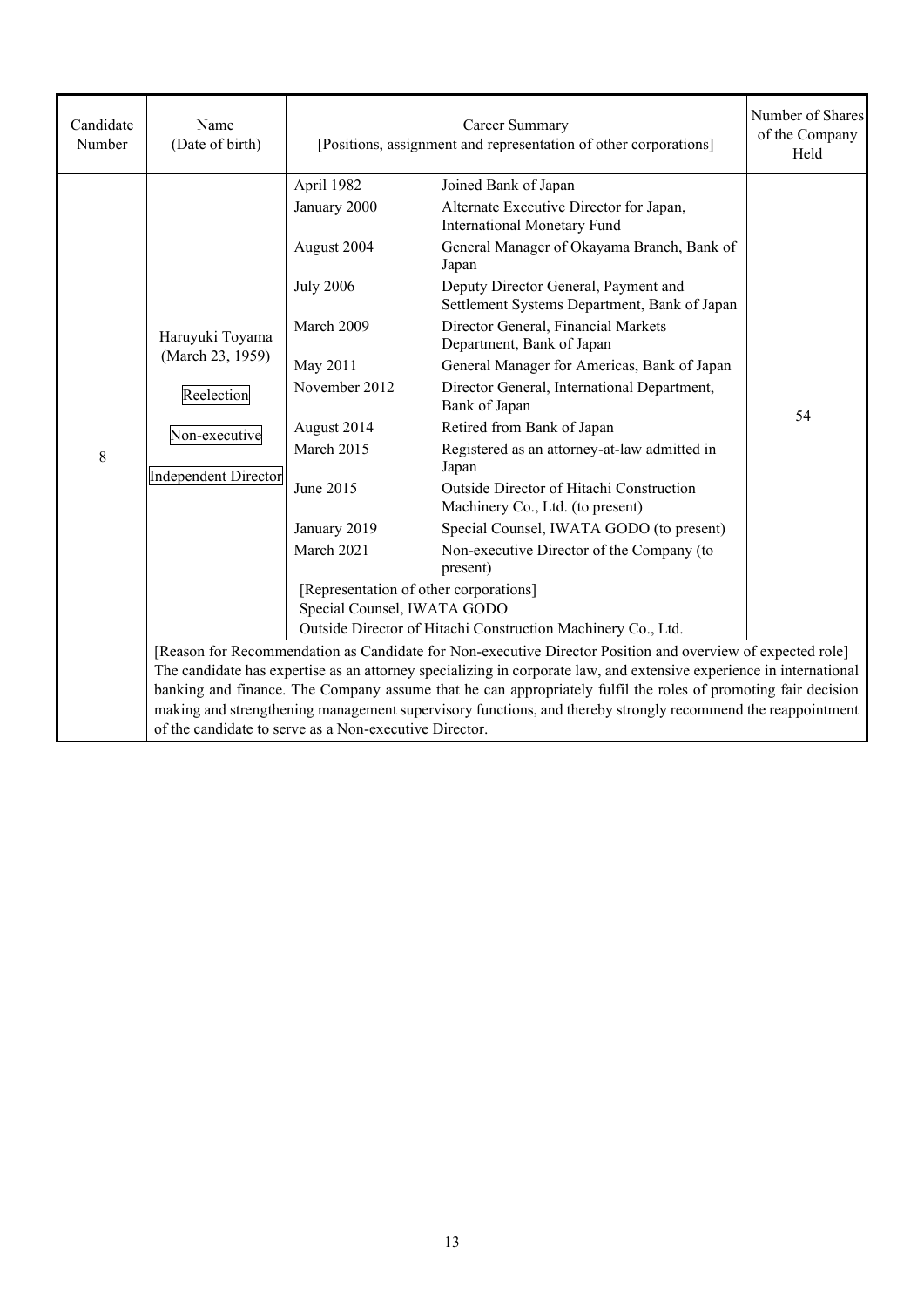| Candidate Number | Name (Date of birth) | Career Summary [Positions, assignment and representation of other corporations] | | Number of Shares of the Company Held |
|---|---|---|---|---|
| 8 | Haruyuki Toyama (March 23, 1959) Reelection Non-executive Independent Director | April 1982 | Joined Bank of Japan | 54 |
| | | January 2000 | Alternate Executive Director for Japan, International Monetary Fund | |
| | | August 2004 | General Manager of Okayama Branch, Bank of Japan | |
| | | July 2006 | Deputy Director General, Payment and Settlement Systems Department, Bank of Japan | |
| | | March 2009 | Director General, Financial Markets Department, Bank of Japan | |
| | | May 2011 | General Manager for Americas, Bank of Japan | |
| | | November 2012 | Director General, International Department, Bank of Japan | |
| | | August 2014 | Retired from Bank of Japan | |
| | | March 2015 | Registered as an attorney-at-law admitted in Japan | |
| | | June 2015 | Outside Director of Hitachi Construction Machinery Co., Ltd. (to present) | |
| | | January 2019 | Special Counsel, IWATA GODO (to present) | |
| | | March 2021 | Non-executive Director of the Company (to present) | |
| | | [Representation of other corporations] Special Counsel, IWATA GODO Outside Director of Hitachi Construction Machinery Co., Ltd. | | |
| | [Reason for Recommendation as Candidate for Non-executive Director Position and overview of expected role] The candidate has expertise as an attorney specializing in corporate law, and extensive experience in international banking and finance. The Company assume that he can appropriately fulfil the roles of promoting fair decision making and strengthening management supervisory functions, and thereby strongly recommend the reappointment of the candidate to serve as a Non-executive Director. | | | |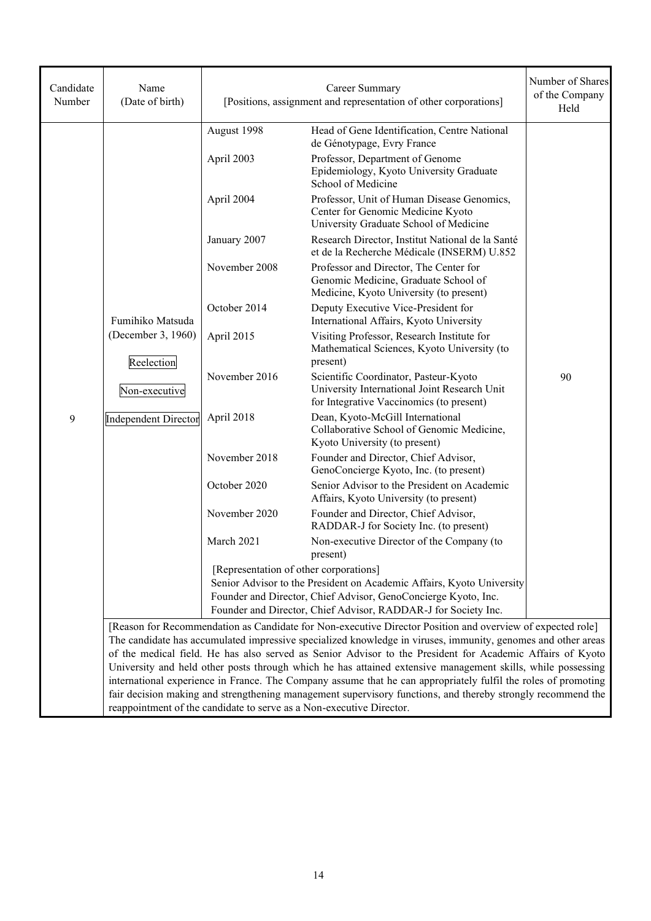| Candidate Number | Name (Date of birth) | Career Summary [Positions, assignment and representation of other corporations] | | Number of Shares of the Company Held |
|---|---|---|---|---|
| 9 | Fumihiko Matsuda (December 3, 1960) Reelection Non-executive Independent Director | August 1998 | Head of Gene Identification, Centre National de Génotypage, Evry France | 90 |
| | | April 2003 | Professor, Department of Genome Epidemiology, Kyoto University Graduate School of Medicine | |
| | | April 2004 | Professor, Unit of Human Disease Genomics, Center for Genomic Medicine Kyoto University Graduate School of Medicine | |
| | | January 2007 | Research Director, Institut National de la Santé et de la Recherche Médicale (INSERM) U.852 | |
| | | November 2008 | Professor and Director, The Center for Genomic Medicine, Graduate School of Medicine, Kyoto University (to present) | |
| | | October 2014 | Deputy Executive Vice-President for International Affairs, Kyoto University | |
| | | April 2015 | Visiting Professor, Research Institute for Mathematical Sciences, Kyoto University (to present) | |
| | | November 2016 | Scientific Coordinator, Pasteur-Kyoto University International Joint Research Unit for Integrative Vaccinomics (to present) | |
| | | April 2018 | Dean, Kyoto-McGill International Collaborative School of Genomic Medicine, Kyoto University (to present) | |
| | | November 2018 | Founder and Director, Chief Advisor, GenoConcierge Kyoto, Inc. (to present) | |
| | | October 2020 | Senior Advisor to the President on Academic Affairs, Kyoto University (to present) | |
| | | November 2020 | Founder and Director, Chief Advisor, RADDAR-J for Society Inc. (to present) | |
| | | March 2021 | Non-executive Director of the Company (to present) | |
| | | [Representation of other corporations] Senior Advisor to the President on Academic Affairs, Kyoto University Founder and Director, Chief Advisor, GenoConcierge Kyoto, Inc. Founder and Director, Chief Advisor, RADDAR-J for Society Inc. | | |
| | [Reason for Recommendation as Candidate for Non-executive Director Position and overview of expected role] The candidate has accumulated impressive specialized knowledge in viruses, immunity, genomes and other areas of the medical field. He has also served as Senior Advisor to the President for Academic Affairs of Kyoto University and held other posts through which he has attained extensive management skills, while possessing international experience in France. The Company assume that he can appropriately fulfil the roles of promoting fair decision making and strengthening management supervisory functions, and thereby strongly recommend the reappointment of the candidate to serve as a Non-executive Director. | | | |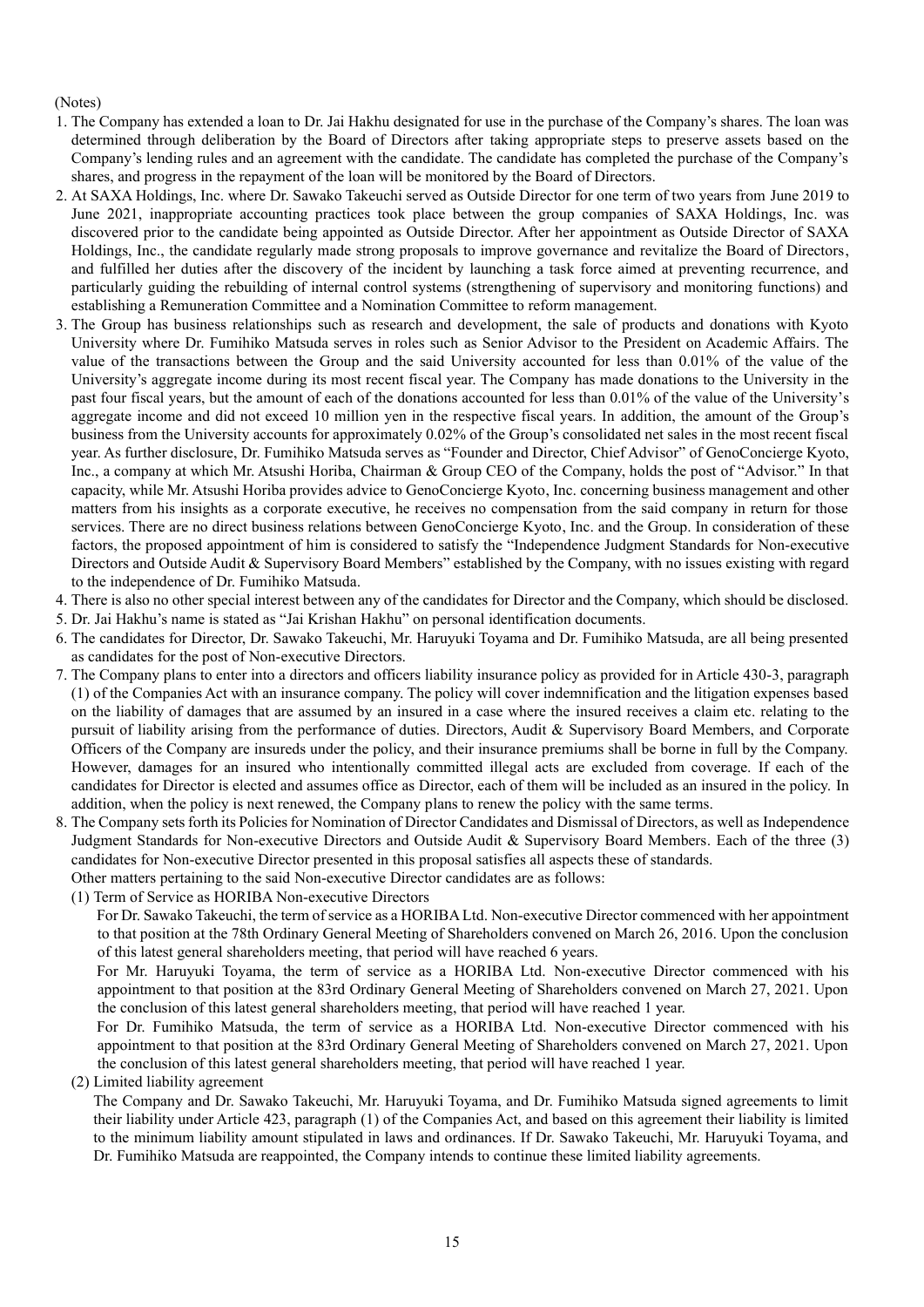(Notes)

1. The Company has extended a loan to Dr. Jai Hakhu designated for use in the purchase of the Company's shares. The loan was determined through deliberation by the Board of Directors after taking appropriate steps to preserve assets based on the Company's lending rules and an agreement with the candidate. The candidate has completed the purchase of the Company's shares, and progress in the repayment of the loan will be monitored by the Board of Directors.
2. At SAXA Holdings, Inc. where Dr. Sawako Takeuchi served as Outside Director for one term of two years from June 2019 to June 2021, inappropriate accounting practices took place between the group companies of SAXA Holdings, Inc. was discovered prior to the candidate being appointed as Outside Director. After her appointment as Outside Director of SAXA Holdings, Inc., the candidate regularly made strong proposals to improve governance and revitalize the Board of Directors, and fulfilled her duties after the discovery of the incident by launching a task force aimed at preventing recurrence, and particularly guiding the rebuilding of internal control systems (strengthening of supervisory and monitoring functions) and establishing a Remuneration Committee and a Nomination Committee to reform management.
3. The Group has business relationships such as research and development, the sale of products and donations with Kyoto University where Dr. Fumihiko Matsuda serves in roles such as Senior Advisor to the President on Academic Affairs. The value of the transactions between the Group and the said University accounted for less than 0.01% of the value of the University's aggregate income during its most recent fiscal year. The Company has made donations to the University in the past four fiscal years, but the amount of each of the donations accounted for less than 0.01% of the value of the University's aggregate income and did not exceed 10 million yen in the respective fiscal years. In addition, the amount of the Group's business from the University accounts for approximately 0.02% of the Group's consolidated net sales in the most recent fiscal year. As further disclosure, Dr. Fumihiko Matsuda serves as "Founder and Director, Chief Advisor" of GenoConcierge Kyoto, Inc., a company at which Mr. Atsushi Horiba, Chairman & Group CEO of the Company, holds the post of "Advisor." In that capacity, while Mr. Atsushi Horiba provides advice to GenoConcierge Kyoto, Inc. concerning business management and other matters from his insights as a corporate executive, he receives no compensation from the said company in return for those services. There are no direct business relations between GenoConcierge Kyoto, Inc. and the Group. In consideration of these factors, the proposed appointment of him is considered to satisfy the "Independence Judgment Standards for Non-executive Directors and Outside Audit & Supervisory Board Members" established by the Company, with no issues existing with regard to the independence of Dr. Fumihiko Matsuda.
4. There is also no other special interest between any of the candidates for Director and the Company, which should be disclosed.
5. Dr. Jai Hakhu's name is stated as "Jai Krishan Hakhu" on personal identification documents.
6. The candidates for Director, Dr. Sawako Takeuchi, Mr. Haruyuki Toyama and Dr. Fumihiko Matsuda, are all being presented as candidates for the post of Non-executive Directors.
7. The Company plans to enter into a directors and officers liability insurance policy as provided for in Article 430-3, paragraph (1) of the Companies Act with an insurance company. The policy will cover indemnification and the litigation expenses based on the liability of damages that are assumed by an insured in a case where the insured receives a claim etc. relating to the pursuit of liability arising from the performance of duties. Directors, Audit & Supervisory Board Members, and Corporate Officers of the Company are insureds under the policy, and their insurance premiums shall be borne in full by the Company. However, damages for an insured who intentionally committed illegal acts are excluded from coverage. If each of the candidates for Director is elected and assumes office as Director, each of them will be included as an insured in the policy. In addition, when the policy is next renewed, the Company plans to renew the policy with the same terms.
8. The Company sets forth its Policies for Nomination of Director Candidates and Dismissal of Directors, as well as Independence Judgment Standards for Non-executive Directors and Outside Audit & Supervisory Board Members. Each of the three (3) candidates for Non-executive Director presented in this proposal satisfies all aspects these of standards.
   Other matters pertaining to the said Non-executive Director candidates are as follows:
   (1) Term of Service as HORIBA Non-executive Directors
   For Dr. Sawako Takeuchi, the term of service as a HORIBA Ltd. Non-executive Director commenced with her appointment to that position at the 78th Ordinary General Meeting of Shareholders convened on March 26, 2016. Upon the conclusion of this latest general shareholders meeting, that period will have reached 6 years.
   For Mr. Haruyuki Toyama, the term of service as a HORIBA Ltd. Non-executive Director commenced with his appointment to that position at the 83rd Ordinary General Meeting of Shareholders convened on March 27, 2021. Upon the conclusion of this latest general shareholders meeting, that period will have reached 1 year.
   For Dr. Fumihiko Matsuda, the term of service as a HORIBA Ltd. Non-executive Director commenced with his appointment to that position at the 83rd Ordinary General Meeting of Shareholders convened on March 27, 2021. Upon the conclusion of this latest general shareholders meeting, that period will have reached 1 year.
   (2) Limited liability agreement
   The Company and Dr. Sawako Takeuchi, Mr. Haruyuki Toyama, and Dr. Fumihiko Matsuda signed agreements to limit their liability under Article 423, paragraph (1) of the Companies Act, and based on this agreement their liability is limited to the minimum liability amount stipulated in laws and ordinances. If Dr. Sawako Takeuchi, Mr. Haruyuki Toyama, and Dr. Fumihiko Matsuda are reappointed, the Company intends to continue these limited liability agreements.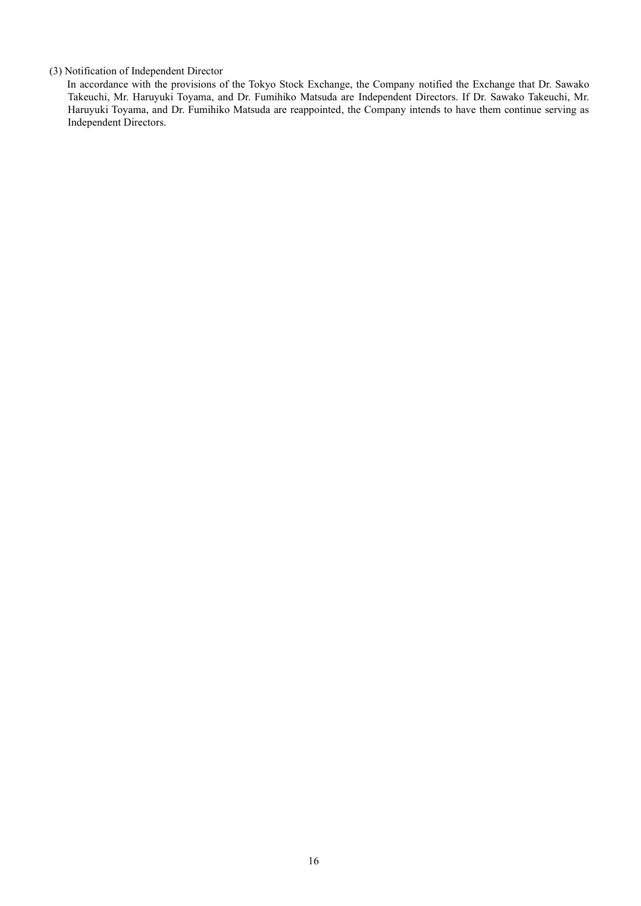(3) Notification of Independent Director

In accordance with the provisions of the Tokyo Stock Exchange, the Company notified the Exchange that Dr. Sawako Takeuchi, Mr. Haruyuki Toyama, and Dr. Fumihiko Matsuda are Independent Directors. If Dr. Sawako Takeuchi, Mr. Haruyuki Toyama, and Dr. Fumihiko Matsuda are reappointed, the Company intends to have them continue serving as Independent Directors.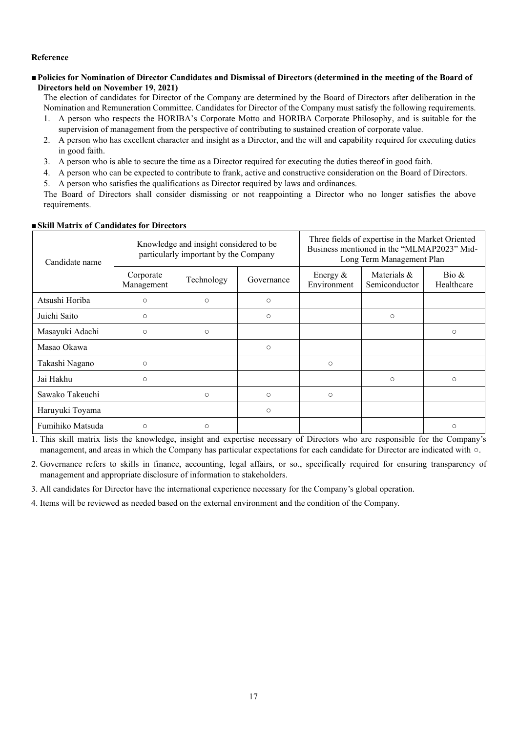**Reference**

**■ Policies for Nomination of Director Candidates and Dismissal of Directors (determined in the meeting of the Board of Directors held on November 19, 2021)**

The election of candidates for Director of the Company are determined by the Board of Directors after deliberation in the Nomination and Remuneration Committee. Candidates for Director of the Company must satisfy the following requirements.

1. A person who respects the HORIBA's Corporate Motto and HORIBA Corporate Philosophy, and is suitable for the supervision of management from the perspective of contributing to sustained creation of corporate value.
2. A person who has excellent character and insight as a Director, and the will and capability required for executing duties in good faith.
3. A person who is able to secure the time as a Director required for executing the duties thereof in good faith.
4. A person who can be expected to contribute to frank, active and constructive consideration on the Board of Directors.
5. A person who satisfies the qualifications as Director required by laws and ordinances.

The Board of Directors shall consider dismissing or not reappointing a Director who no longer satisfies the above requirements.

**■ Skill Matrix of Candidates for Directors**

| Candidate name | Knowledge and insight considered to be particularly important by the Company | | | Three fields of expertise in the Market Oriented Business mentioned in the "MLMAP2023" Mid-Long Term Management Plan | | |
|---|---|---|---|---|---|---|
| | Corporate Management | Technology | Governance | Energy & Environment | Materials & Semiconductor | Bio & Healthcare |
| Atsushi Horiba | ○ | ○ | ○ | | | |
| Juichi Saito | ○ | | ○ | | ○ | |
| Masayuki Adachi | ○ | ○ | | | | ○ |
| Masao Okawa | | | ○ | | | |
| Takashi Nagano | ○ | | | ○ | | |
| Jai Hakhu | ○ | | | | ○ | ○ |
| Sawako Takeuchi | | ○ | ○ | ○ | | |
| Haruyuki Toyama | | | ○ | | | |
| Fumihiko Matsuda | ○ | ○ | | | | ○ |

1. This skill matrix lists the knowledge, insight and expertise necessary of Directors who are responsible for the Company's management, and areas in which the Company has particular expectations for each candidate for Director are indicated with ○.
2. Governance refers to skills in finance, accounting, legal affairs, or so., specifically required for ensuring transparency of management and appropriate disclosure of information to stakeholders.
3. All candidates for Director have the international experience necessary for the Company's global operation.
4. Items will be reviewed as needed based on the external environment and the condition of the Company.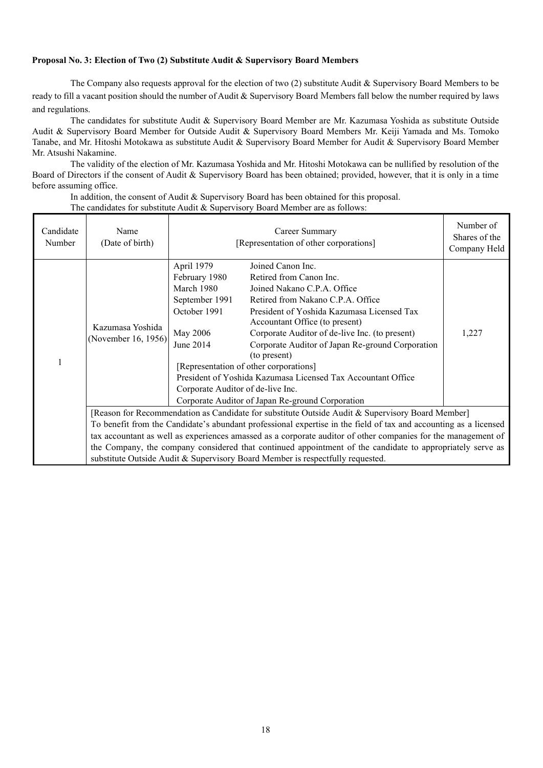**Proposal No. 3: Election of Two (2) Substitute Audit & Supervisory Board Members**

The Company also requests approval for the election of two (2) substitute Audit & Supervisory Board Members to be ready to fill a vacant position should the number of Audit & Supervisory Board Members fall below the number required by laws and regulations.

The candidates for substitute Audit & Supervisory Board Member are Mr. Kazumasa Yoshida as substitute Outside Audit & Supervisory Board Member for Outside Audit & Supervisory Board Members Mr. Keiji Yamada and Ms. Tomoko Tanabe, and Mr. Hitoshi Motokawa as substitute Audit & Supervisory Board Member for Audit & Supervisory Board Member Mr. Atsushi Nakamine.

The validity of the election of Mr. Kazumasa Yoshida and Mr. Hitoshi Motokawa can be nullified by resolution of the Board of Directors if the consent of Audit & Supervisory Board has been obtained; provided, however, that it is only in a time before assuming office.

In addition, the consent of Audit & Supervisory Board has been obtained for this proposal.

The candidates for substitute Audit & Supervisory Board Member are as follows:

| Candidate Number | Name (Date of birth) | Career Summary [Representation of other corporations] | Number of Shares of the Company Held |
|---|---|---|---|
| 1 | Kazumasa Yoshida (November 16, 1956) | April 1979 Joined Canon Inc.<br>February 1980 Retired from Canon Inc.<br>March 1980 Joined Nakano C.P.A. Office<br>September 1991 Retired from Nakano C.P.A. Office<br>October 1991 President of Yoshida Kazumasa Licensed Tax Accountant Office (to present)<br>May 2006 Corporate Auditor of de-live Inc. (to present)<br>June 2014 Corporate Auditor of Japan Re-ground Corporation (to present)<br>[Representation of other corporations]<br>President of Yoshida Kazumasa Licensed Tax Accountant Office<br>Corporate Auditor of de-live Inc.<br>Corporate Auditor of Japan Re-ground Corporation | 1,227 |
| | [Reason for Recommendation as Candidate for substitute Outside Audit & Supervisory Board Member]<br>To benefit from the Candidate's abundant professional expertise in the field of tax and accounting as a licensed tax accountant as well as experiences amassed as a corporate auditor of other companies for the management of the Company, the company considered that continued appointment of the candidate to appropriately serve as substitute Outside Audit & Supervisory Board Member is respectfully requested. | | |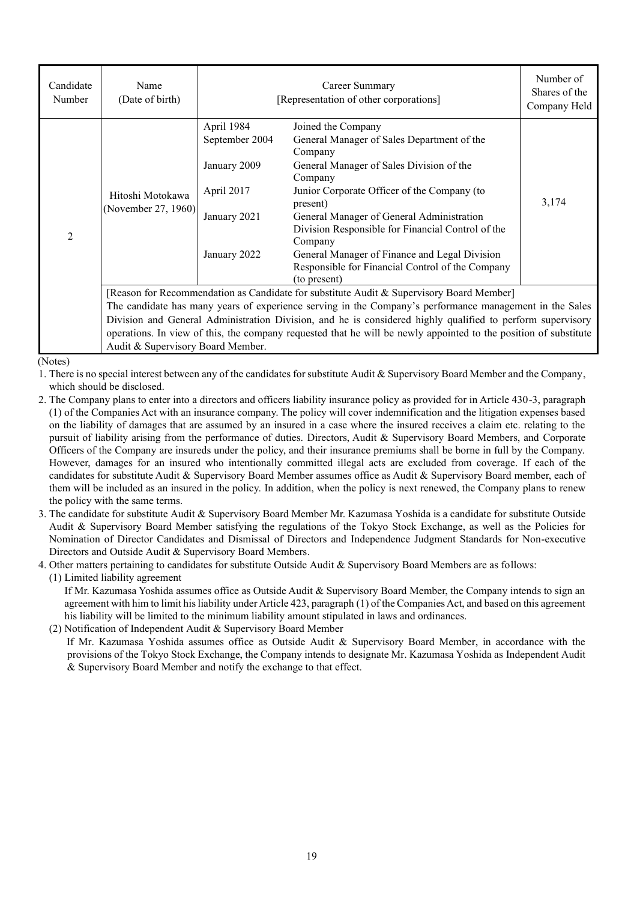| Candidate Number | Name (Date of birth) | Career Summary [Representation of other corporations] | | Number of Shares of the Company Held |
|---|---|---|---|---|
| 2 | Hitoshi Motokawa (November 27, 1960) | April 1984<br>September 2004<br><br>January 2009<br><br>April 2017<br><br>January 2021<br><br><br>January 2022 | Joined the Company<br>General Manager of Sales Department of the Company<br>General Manager of Sales Division of the Company<br>Junior Corporate Officer of the Company (to present)<br>General Manager of General Administration Division Responsible for Financial Control of the Company<br>General Manager of Finance and Legal Division Responsible for Financial Control of the Company (to present) | 3,174 |
| | [Reason for Recommendation as Candidate for substitute Audit & Supervisory Board Member]<br>The candidate has many years of experience serving in the Company's performance management in the Sales Division and General Administration Division, and he is considered highly qualified to perform supervisory operations. In view of this, the company requested that he will be newly appointed to the position of substitute Audit & Supervisory Board Member. | | | |

(Notes)

1. There is no special interest between any of the candidates for substitute Audit & Supervisory Board Member and the Company, which should be disclosed.
2. The Company plans to enter into a directors and officers liability insurance policy as provided for in Article 430-3, paragraph (1) of the Companies Act with an insurance company. The policy will cover indemnification and the litigation expenses based on the liability of damages that are assumed by an insured in a case where the insured receives a claim etc. relating to the pursuit of liability arising from the performance of duties. Directors, Audit & Supervisory Board Members, and Corporate Officers of the Company are insureds under the policy, and their insurance premiums shall be borne in full by the Company. However, damages for an insured who intentionally committed illegal acts are excluded from coverage. If each of the candidates for substitute Audit & Supervisory Board Member assumes office as Audit & Supervisory Board member, each of them will be included as an insured in the policy. In addition, when the policy is next renewed, the Company plans to renew the policy with the same terms.
3. The candidate for substitute Audit & Supervisory Board Member Mr. Kazumasa Yoshida is a candidate for substitute Outside Audit & Supervisory Board Member satisfying the regulations of the Tokyo Stock Exchange, as well as the Policies for Nomination of Director Candidates and Dismissal of Directors and Independence Judgment Standards for Non-executive Directors and Outside Audit & Supervisory Board Members.
4. Other matters pertaining to candidates for substitute Outside Audit & Supervisory Board Members are as follows:
   (1) Limited liability agreement
   If Mr. Kazumasa Yoshida assumes office as Outside Audit & Supervisory Board Member, the Company intends to sign an agreement with him to limit his liability under Article 423, paragraph (1) of the Companies Act, and based on this agreement his liability will be limited to the minimum liability amount stipulated in laws and ordinances.
   (2) Notification of Independent Audit & Supervisory Board Member
   If Mr. Kazumasa Yoshida assumes office as Outside Audit & Supervisory Board Member, in accordance with the provisions of the Tokyo Stock Exchange, the Company intends to designate Mr. Kazumasa Yoshida as Independent Audit & Supervisory Board Member and notify the exchange to that effect.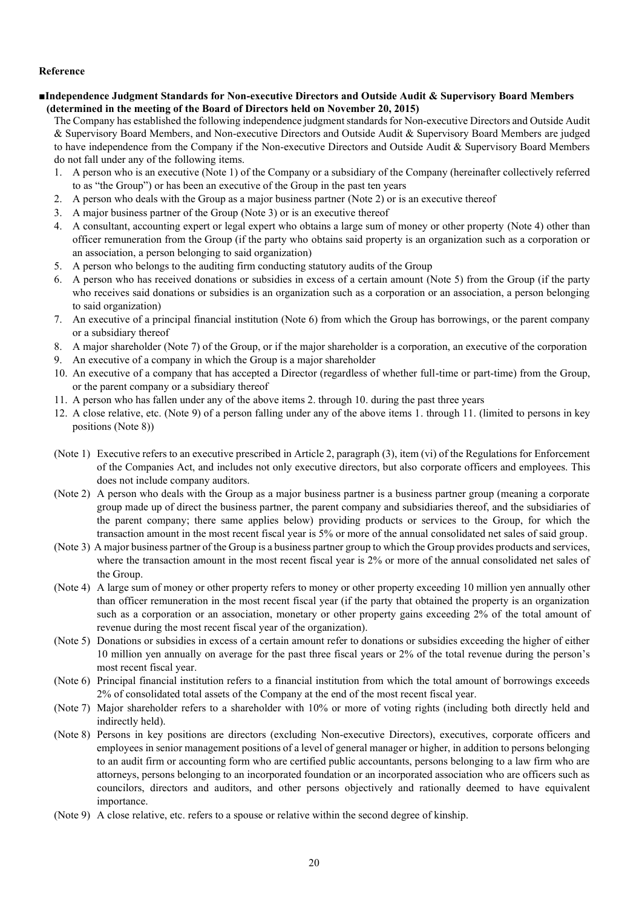**Reference**

**■Independence Judgment Standards for Non-executive Directors and Outside Audit & Supervisory Board Members (determined in the meeting of the Board of Directors held on November 20, 2015)**

The Company has established the following independence judgment standards for Non-executive Directors and Outside Audit & Supervisory Board Members, and Non-executive Directors and Outside Audit & Supervisory Board Members are judged to have independence from the Company if the Non-executive Directors and Outside Audit & Supervisory Board Members do not fall under any of the following items.

1. A person who is an executive (Note 1) of the Company or a subsidiary of the Company (hereinafter collectively referred to as "the Group") or has been an executive of the Group in the past ten years
2. A person who deals with the Group as a major business partner (Note 2) or is an executive thereof
3. A major business partner of the Group (Note 3) or is an executive thereof
4. A consultant, accounting expert or legal expert who obtains a large sum of money or other property (Note 4) other than officer remuneration from the Group (if the party who obtains said property is an organization such as a corporation or an association, a person belonging to said organization)
5. A person who belongs to the auditing firm conducting statutory audits of the Group
6. A person who has received donations or subsidies in excess of a certain amount (Note 5) from the Group (if the party who receives said donations or subsidies is an organization such as a corporation or an association, a person belonging to said organization)
7. An executive of a principal financial institution (Note 6) from which the Group has borrowings, or the parent company or a subsidiary thereof
8. A major shareholder (Note 7) of the Group, or if the major shareholder is a corporation, an executive of the corporation
9. An executive of a company in which the Group is a major shareholder
10. An executive of a company that has accepted a Director (regardless of whether full-time or part-time) from the Group, or the parent company or a subsidiary thereof
11. A person who has fallen under any of the above items 2. through 10. during the past three years
12. A close relative, etc. (Note 9) of a person falling under any of the above items 1. through 11. (limited to persons in key positions (Note 8))

(Note 1) Executive refers to an executive prescribed in Article 2, paragraph (3), item (vi) of the Regulations for Enforcement of the Companies Act, and includes not only executive directors, but also corporate officers and employees. This does not include company auditors.

(Note 2) A person who deals with the Group as a major business partner is a business partner group (meaning a corporate group made up of direct the business partner, the parent company and subsidiaries thereof, and the subsidiaries of the parent company; there same applies below) providing products or services to the Group, for which the transaction amount in the most recent fiscal year is 5% or more of the annual consolidated net sales of said group.

(Note 3) A major business partner of the Group is a business partner group to which the Group provides products and services, where the transaction amount in the most recent fiscal year is 2% or more of the annual consolidated net sales of the Group.

(Note 4) A large sum of money or other property refers to money or other property exceeding 10 million yen annually other than officer remuneration in the most recent fiscal year (if the party that obtained the property is an organization such as a corporation or an association, monetary or other property gains exceeding 2% of the total amount of revenue during the most recent fiscal year of the organization).

(Note 5) Donations or subsidies in excess of a certain amount refer to donations or subsidies exceeding the higher of either 10 million yen annually on average for the past three fiscal years or 2% of the total revenue during the person's most recent fiscal year.

(Note 6) Principal financial institution refers to a financial institution from which the total amount of borrowings exceeds 2% of consolidated total assets of the Company at the end of the most recent fiscal year.

(Note 7) Major shareholder refers to a shareholder with 10% or more of voting rights (including both directly held and indirectly held).

(Note 8) Persons in key positions are directors (excluding Non-executive Directors), executives, corporate officers and employees in senior management positions of a level of general manager or higher, in addition to persons belonging to an audit firm or accounting form who are certified public accountants, persons belonging to a law firm who are attorneys, persons belonging to an incorporated foundation or an incorporated association who are officers such as councilors, directors and auditors, and other persons objectively and rationally deemed to have equivalent importance.

(Note 9) A close relative, etc. refers to a spouse or relative within the second degree of kinship.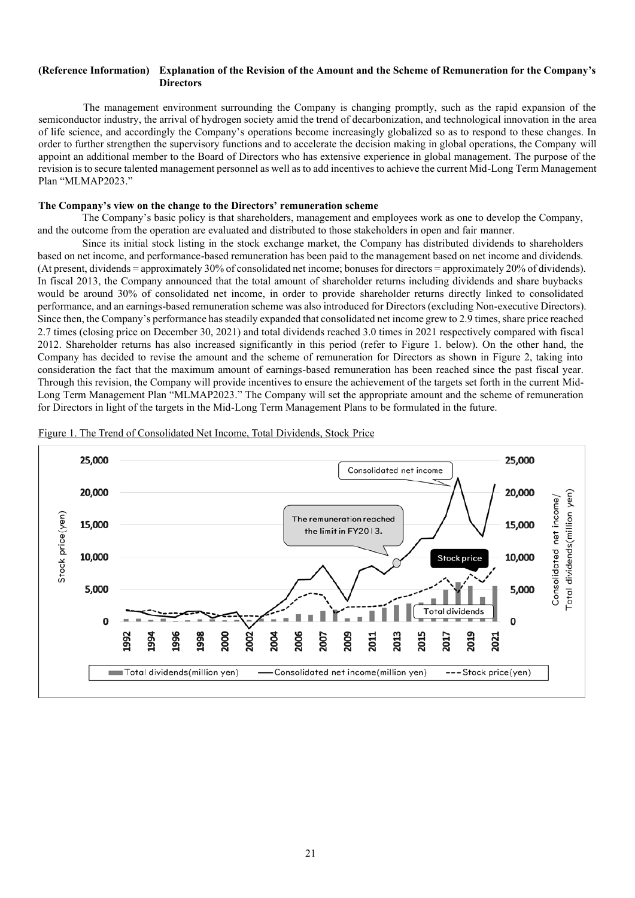**(Reference Information) Explanation of the Revision of the Amount and the Scheme of Remuneration for the Company's Directors**

The management environment surrounding the Company is changing promptly, such as the rapid expansion of the semiconductor industry, the arrival of hydrogen society amid the trend of decarbonization, and technological innovation in the area of life science, and accordingly the Company's operations become increasingly globalized so as to respond to these changes. In order to further strengthen the supervisory functions and to accelerate the decision making in global operations, the Company will appoint an additional member to the Board of Directors who has extensive experience in global management. The purpose of the revision is to secure talented management personnel as well as to add incentives to achieve the current Mid-Long Term Management Plan "MLMAP2023."

**The Company's view on the change to the Directors' remuneration scheme**

The Company's basic policy is that shareholders, management and employees work as one to develop the Company, and the outcome from the operation are evaluated and distributed to those stakeholders in open and fair manner.

Since its initial stock listing in the stock exchange market, the Company has distributed dividends to shareholders based on net income, and performance-based remuneration has been paid to the management based on net income and dividends. (At present, dividends = approximately 30% of consolidated net income; bonuses for directors = approximately 20% of dividends). In fiscal 2013, the Company announced that the total amount of shareholder returns including dividends and share buybacks would be around 30% of consolidated net income, in order to provide shareholder returns directly linked to consolidated performance, and an earnings-based remuneration scheme was also introduced for Directors (excluding Non-executive Directors). Since then, the Company's performance has steadily expanded that consolidated net income grew to 2.9 times, share price reached 2.7 times (closing price on December 30, 2021) and total dividends reached 3.0 times in 2021 respectively compared with fiscal 2012. Shareholder returns has also increased significantly in this period (refer to Figure 1. below). On the other hand, the Company has decided to revise the amount and the scheme of remuneration for Directors as shown in Figure 2, taking into consideration the fact that the maximum amount of earnings-based remuneration has been reached since the past fiscal year. Through this revision, the Company will provide incentives to ensure the achievement of the targets set forth in the current Mid-Long Term Management Plan "MLMAP2023." The Company will set the appropriate amount and the scheme of remuneration for Directors in light of the targets in the Mid-Long Term Management Plans to be formulated in the future.

Figure 1. The Trend of Consolidated Net Income, Total Dividends, Stock Price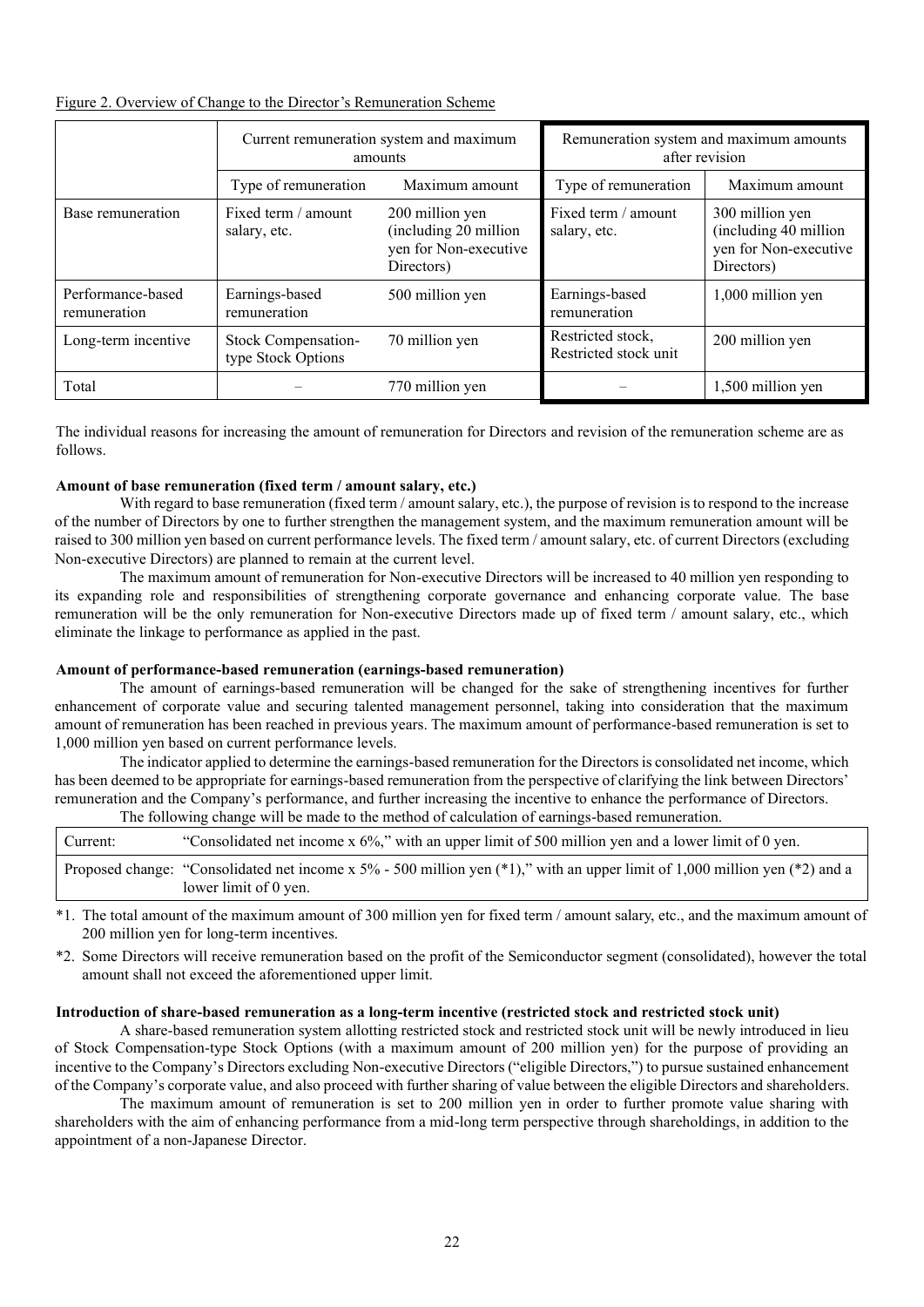Figure 2. Overview of Change to the Director's Remuneration Scheme

| | Current remuneration system and maximum amounts | | Remuneration system and maximum amounts after revision | |
|---|---|---|---|---|
| | Type of remuneration | Maximum amount | Type of remuneration | Maximum amount |
| Base remuneration | Fixed term / amount salary, etc. | 200 million yen (including 20 million yen for Non-executive Directors) | Fixed term / amount salary, etc. | 300 million yen (including 40 million yen for Non-executive Directors) |
| Performance-based remuneration | Earnings-based remuneration | 500 million yen | Earnings-based remuneration | 1,000 million yen |
| Long-term incentive | Stock Compensation-type Stock Options | 70 million yen | Restricted stock, Restricted stock unit | 200 million yen |
| Total | – | 770 million yen | – | 1,500 million yen |

The individual reasons for increasing the amount of remuneration for Directors and revision of the remuneration scheme are as follows.

**Amount of base remuneration (fixed term / amount salary, etc.)**

With regard to base remuneration (fixed term / amount salary, etc.), the purpose of revision is to respond to the increase of the number of Directors by one to further strengthen the management system, and the maximum remuneration amount will be raised to 300 million yen based on current performance levels. The fixed term / amount salary, etc. of current Directors (excluding Non-executive Directors) are planned to remain at the current level.

The maximum amount of remuneration for Non-executive Directors will be increased to 40 million yen responding to its expanding role and responsibilities of strengthening corporate governance and enhancing corporate value. The base remuneration will be the only remuneration for Non-executive Directors made up of fixed term / amount salary, etc., which eliminate the linkage to performance as applied in the past.

**Amount of performance-based remuneration (earnings-based remuneration)**

The amount of earnings-based remuneration will be changed for the sake of strengthening incentives for further enhancement of corporate value and securing talented management personnel, taking into consideration that the maximum amount of remuneration has been reached in previous years. The maximum amount of performance-based remuneration is set to 1,000 million yen based on current performance levels.

The indicator applied to determine the earnings-based remuneration for the Directors is consolidated net income, which has been deemed to be appropriate for earnings-based remuneration from the perspective of clarifying the link between Directors' remuneration and the Company's performance, and further increasing the incentive to enhance the performance of Directors.

The following change will be made to the method of calculation of earnings-based remuneration.

| | |
|---|---|
| Current: | "Consolidated net income x 6%," with an upper limit of 500 million yen and a lower limit of 0 yen. |
| Proposed change: | "Consolidated net income x 5% - 500 million yen (*1)," with an upper limit of 1,000 million yen (*2) and a lower limit of 0 yen. |

*1. The total amount of the maximum amount of 300 million yen for fixed term / amount salary, etc., and the maximum amount of 200 million yen for long-term incentives.

*2. Some Directors will receive remuneration based on the profit of the Semiconductor segment (consolidated), however the total amount shall not exceed the aforementioned upper limit.

**Introduction of share-based remuneration as a long-term incentive (restricted stock and restricted stock unit)**

A share-based remuneration system allotting restricted stock and restricted stock unit will be newly introduced in lieu of Stock Compensation-type Stock Options (with a maximum amount of 200 million yen) for the purpose of providing an incentive to the Company's Directors excluding Non-executive Directors ("eligible Directors,") to pursue sustained enhancement of the Company's corporate value, and also proceed with further sharing of value between the eligible Directors and shareholders.

The maximum amount of remuneration is set to 200 million yen in order to further promote value sharing with shareholders with the aim of enhancing performance from a mid-long term perspective through shareholdings, in addition to the appointment of a non-Japanese Director.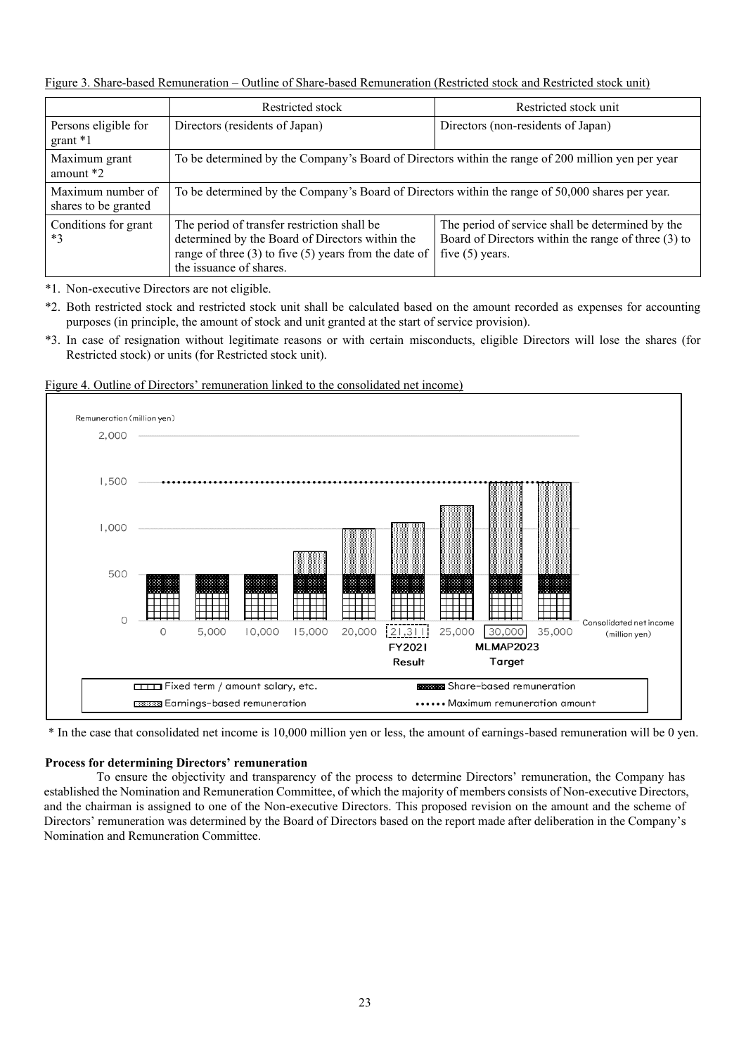Figure 3. Share-based Remuneration – Outline of Share-based Remuneration (Restricted stock and Restricted stock unit)

| | Restricted stock | Restricted stock unit |
|---|---|---|
| Persons eligible for grant *1 | Directors (residents of Japan) | Directors (non-residents of Japan) |
| Maximum grant amount *2 | To be determined by the Company's Board of Directors within the range of 200 million yen per year | |
| Maximum number of shares to be granted | To be determined by the Company's Board of Directors within the range of 50,000 shares per year. | |
| Conditions for grant *3 | The period of transfer restriction shall be determined by the Board of Directors within the range of three (3) to five (5) years from the date of the issuance of shares. | The period of service shall be determined by the Board of Directors within the range of three (3) to five (5) years. |

*1. Non-executive Directors are not eligible.

*2. Both restricted stock and restricted stock unit shall be calculated based on the amount recorded as expenses for accounting purposes (in principle, the amount of stock and unit granted at the start of service provision).

*3. In case of resignation without legitimate reasons or with certain misconducts, eligible Directors will lose the shares (for Restricted stock) or units (for Restricted stock unit).

Figure 4. Outline of Directors' remuneration linked to the consolidated net income)

Remuneration (million yen)

Consolidated net income (million yen): 0, 5,000, 10,000, 15,000, 20,000, 21,311 (FY2021 Result), 25,000, 30,000 (MLMAP2023 Target), 35,000

Legend: Fixed term / amount salary, etc.; Share-based remuneration; Earnings-based remuneration; Maximum remuneration amount

\* In the case that consolidated net income is 10,000 million yen or less, the amount of earnings-based remuneration will be 0 yen.

**Process for determining Directors' remuneration**

To ensure the objectivity and transparency of the process to determine Directors' remuneration, the Company has established the Nomination and Remuneration Committee, of which the majority of members consists of Non-executive Directors, and the chairman is assigned to one of the Non-executive Directors. This proposed revision on the amount and the scheme of Directors' remuneration was determined by the Board of Directors based on the report made after deliberation in the Company's Nomination and Remuneration Committee.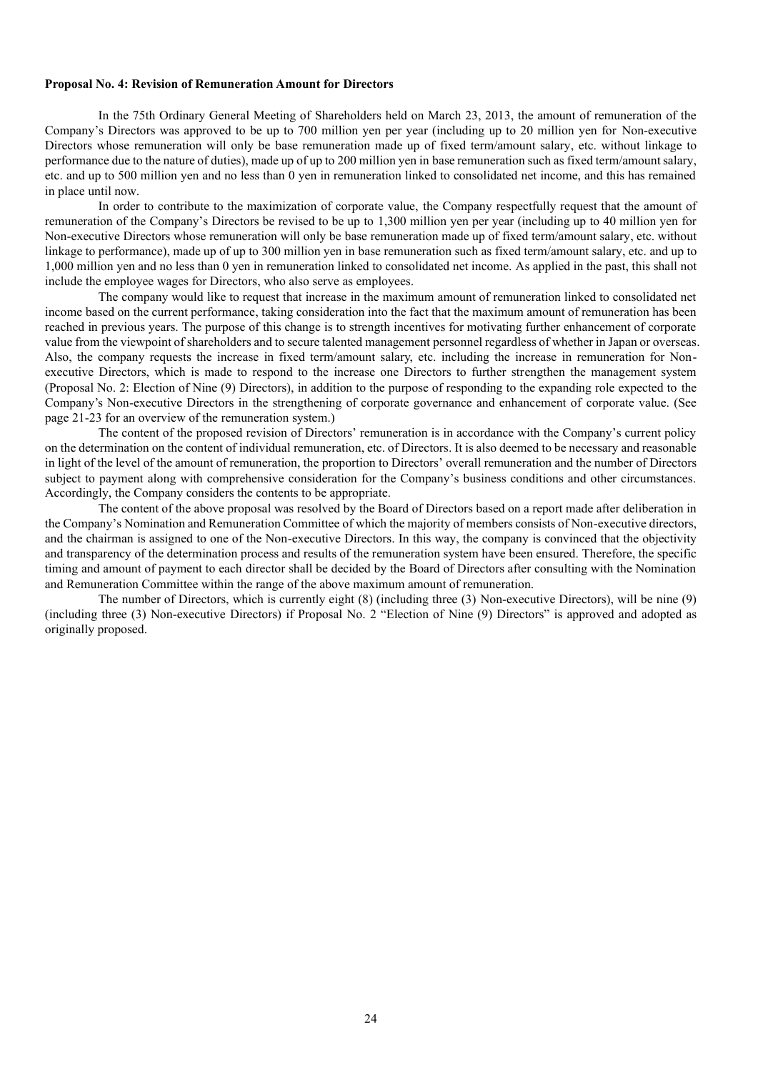**Proposal No. 4: Revision of Remuneration Amount for Directors**

In the 75th Ordinary General Meeting of Shareholders held on March 23, 2013, the amount of remuneration of the Company's Directors was approved to be up to 700 million yen per year (including up to 20 million yen for Non-executive Directors whose remuneration will only be base remuneration made up of fixed term/amount salary, etc. without linkage to performance due to the nature of duties), made up of up to 200 million yen in base remuneration such as fixed term/amount salary, etc. and up to 500 million yen and no less than 0 yen in remuneration linked to consolidated net income, and this has remained in place until now.

In order to contribute to the maximization of corporate value, the Company respectfully request that the amount of remuneration of the Company's Directors be revised to be up to 1,300 million yen per year (including up to 40 million yen for Non-executive Directors whose remuneration will only be base remuneration made up of fixed term/amount salary, etc. without linkage to performance), made up of up to 300 million yen in base remuneration such as fixed term/amount salary, etc. and up to 1,000 million yen and no less than 0 yen in remuneration linked to consolidated net income. As applied in the past, this shall not include the employee wages for Directors, who also serve as employees.

The company would like to request that increase in the maximum amount of remuneration linked to consolidated net income based on the current performance, taking consideration into the fact that the maximum amount of remuneration has been reached in previous years. The purpose of this change is to strength incentives for motivating further enhancement of corporate value from the viewpoint of shareholders and to secure talented management personnel regardless of whether in Japan or overseas. Also, the company requests the increase in fixed term/amount salary, etc. including the increase in remuneration for Non-executive Directors, which is made to respond to the increase one Directors to further strengthen the management system (Proposal No. 2: Election of Nine (9) Directors), in addition to the purpose of responding to the expanding role expected to the Company's Non-executive Directors in the strengthening of corporate governance and enhancement of corporate value. (See page 21-23 for an overview of the remuneration system.)

The content of the proposed revision of Directors' remuneration is in accordance with the Company's current policy on the determination on the content of individual remuneration, etc. of Directors. It is also deemed to be necessary and reasonable in light of the level of the amount of remuneration, the proportion to Directors' overall remuneration and the number of Directors subject to payment along with comprehensive consideration for the Company's business conditions and other circumstances. Accordingly, the Company considers the contents to be appropriate.

The content of the above proposal was resolved by the Board of Directors based on a report made after deliberation in the Company's Nomination and Remuneration Committee of which the majority of members consists of Non-executive directors, and the chairman is assigned to one of the Non-executive Directors. In this way, the company is convinced that the objectivity and transparency of the determination process and results of the remuneration system have been ensured. Therefore, the specific timing and amount of payment to each director shall be decided by the Board of Directors after consulting with the Nomination and Remuneration Committee within the range of the above maximum amount of remuneration.

The number of Directors, which is currently eight (8) (including three (3) Non-executive Directors), will be nine (9) (including three (3) Non-executive Directors) if Proposal No. 2 "Election of Nine (9) Directors" is approved and adopted as originally proposed.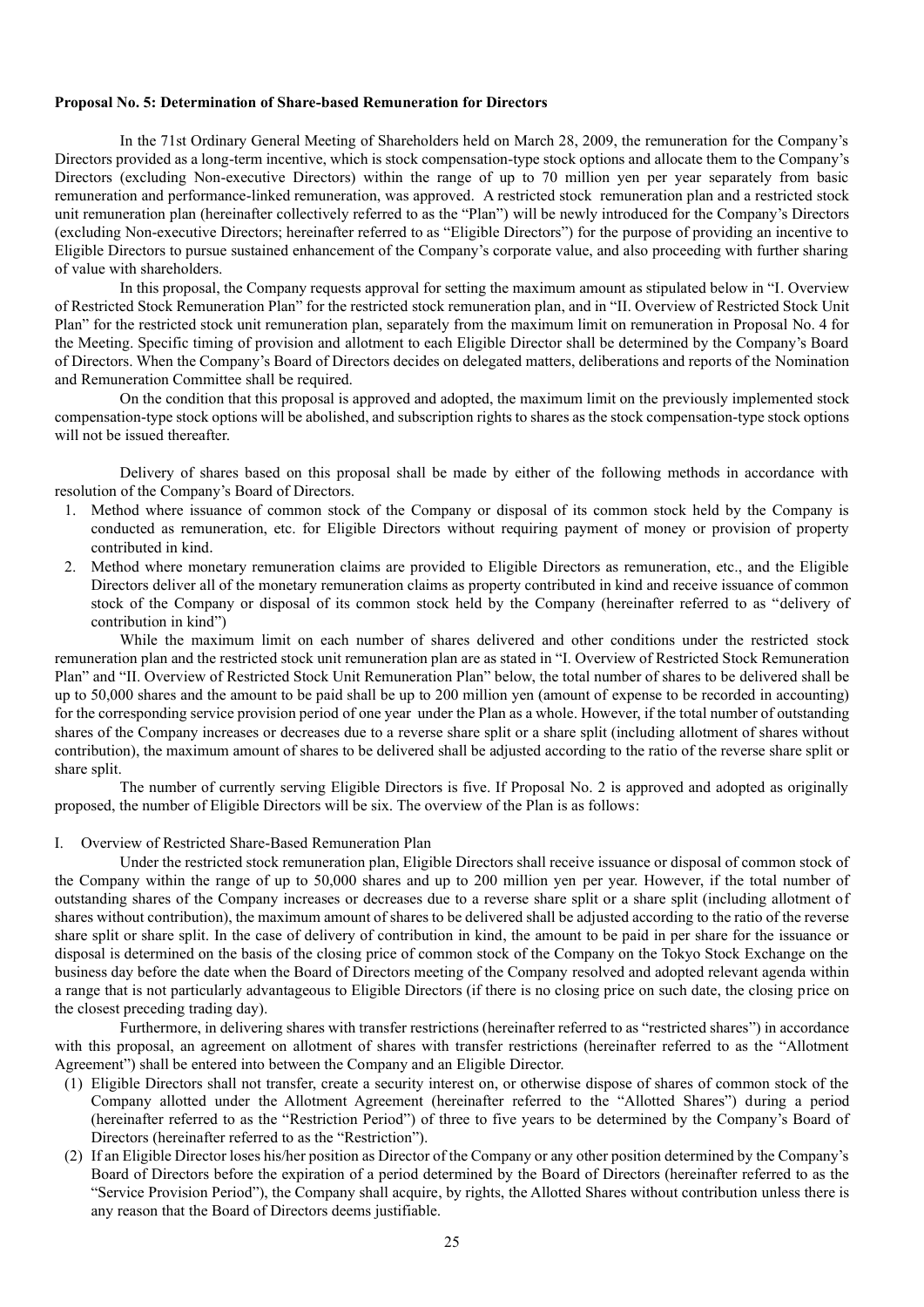**Proposal No. 5: Determination of Share-based Remuneration for Directors**

In the 71st Ordinary General Meeting of Shareholders held on March 28, 2009, the remuneration for the Company's Directors provided as a long-term incentive, which is stock compensation-type stock options and allocate them to the Company's Directors (excluding Non-executive Directors) within the range of up to 70 million yen per year separately from basic remuneration and performance-linked remuneration, was approved. A restricted stock remuneration plan and a restricted stock unit remuneration plan (hereinafter collectively referred to as the "Plan") will be newly introduced for the Company's Directors (excluding Non-executive Directors; hereinafter referred to as "Eligible Directors") for the purpose of providing an incentive to Eligible Directors to pursue sustained enhancement of the Company's corporate value, and also proceeding with further sharing of value with shareholders.

In this proposal, the Company requests approval for setting the maximum amount as stipulated below in "I. Overview of Restricted Stock Remuneration Plan" for the restricted stock remuneration plan, and in "II. Overview of Restricted Stock Unit Plan" for the restricted stock unit remuneration plan, separately from the maximum limit on remuneration in Proposal No. 4 for the Meeting. Specific timing of provision and allotment to each Eligible Director shall be determined by the Company's Board of Directors. When the Company's Board of Directors decides on delegated matters, deliberations and reports of the Nomination and Remuneration Committee shall be required.

On the condition that this proposal is approved and adopted, the maximum limit on the previously implemented stock compensation-type stock options will be abolished, and subscription rights to shares as the stock compensation-type stock options will not be issued thereafter.

Delivery of shares based on this proposal shall be made by either of the following methods in accordance with resolution of the Company's Board of Directors.

1. Method where issuance of common stock of the Company or disposal of its common stock held by the Company is conducted as remuneration, etc. for Eligible Directors without requiring payment of money or provision of property contributed in kind.
2. Method where monetary remuneration claims are provided to Eligible Directors as remuneration, etc., and the Eligible Directors deliver all of the monetary remuneration claims as property contributed in kind and receive issuance of common stock of the Company or disposal of its common stock held by the Company (hereinafter referred to as "delivery of contribution in kind")

While the maximum limit on each number of shares delivered and other conditions under the restricted stock remuneration plan and the restricted stock unit remuneration plan are as stated in "I. Overview of Restricted Stock Remuneration Plan" and "II. Overview of Restricted Stock Unit Remuneration Plan" below, the total number of shares to be delivered shall be up to 50,000 shares and the amount to be paid shall be up to 200 million yen (amount of expense to be recorded in accounting) for the corresponding service provision period of one year under the Plan as a whole. However, if the total number of outstanding shares of the Company increases or decreases due to a reverse share split or a share split (including allotment of shares without contribution), the maximum amount of shares to be delivered shall be adjusted according to the ratio of the reverse share split or share split.

The number of currently serving Eligible Directors is five. If Proposal No. 2 is approved and adopted as originally proposed, the number of Eligible Directors will be six. The overview of the Plan is as follows:

I. Overview of Restricted Share-Based Remuneration Plan

Under the restricted stock remuneration plan, Eligible Directors shall receive issuance or disposal of common stock of the Company within the range of up to 50,000 shares and up to 200 million yen per year. However, if the total number of outstanding shares of the Company increases or decreases due to a reverse share split or a share split (including allotment of shares without contribution), the maximum amount of shares to be delivered shall be adjusted according to the ratio of the reverse share split or share split. In the case of delivery of contribution in kind, the amount to be paid in per share for the issuance or disposal is determined on the basis of the closing price of common stock of the Company on the Tokyo Stock Exchange on the business day before the date when the Board of Directors meeting of the Company resolved and adopted relevant agenda within a range that is not particularly advantageous to Eligible Directors (if there is no closing price on such date, the closing price on the closest preceding trading day).

Furthermore, in delivering shares with transfer restrictions (hereinafter referred to as "restricted shares") in accordance with this proposal, an agreement on allotment of shares with transfer restrictions (hereinafter referred to as the "Allotment Agreement") shall be entered into between the Company and an Eligible Director.

(1) Eligible Directors shall not transfer, create a security interest on, or otherwise dispose of shares of common stock of the Company allotted under the Allotment Agreement (hereinafter referred to the "Allotted Shares") during a period (hereinafter referred to as the "Restriction Period") of three to five years to be determined by the Company's Board of Directors (hereinafter referred to as the "Restriction").
(2) If an Eligible Director loses his/her position as Director of the Company or any other position determined by the Company's Board of Directors before the expiration of a period determined by the Board of Directors (hereinafter referred to as the "Service Provision Period"), the Company shall acquire, by rights, the Allotted Shares without contribution unless there is any reason that the Board of Directors deems justifiable.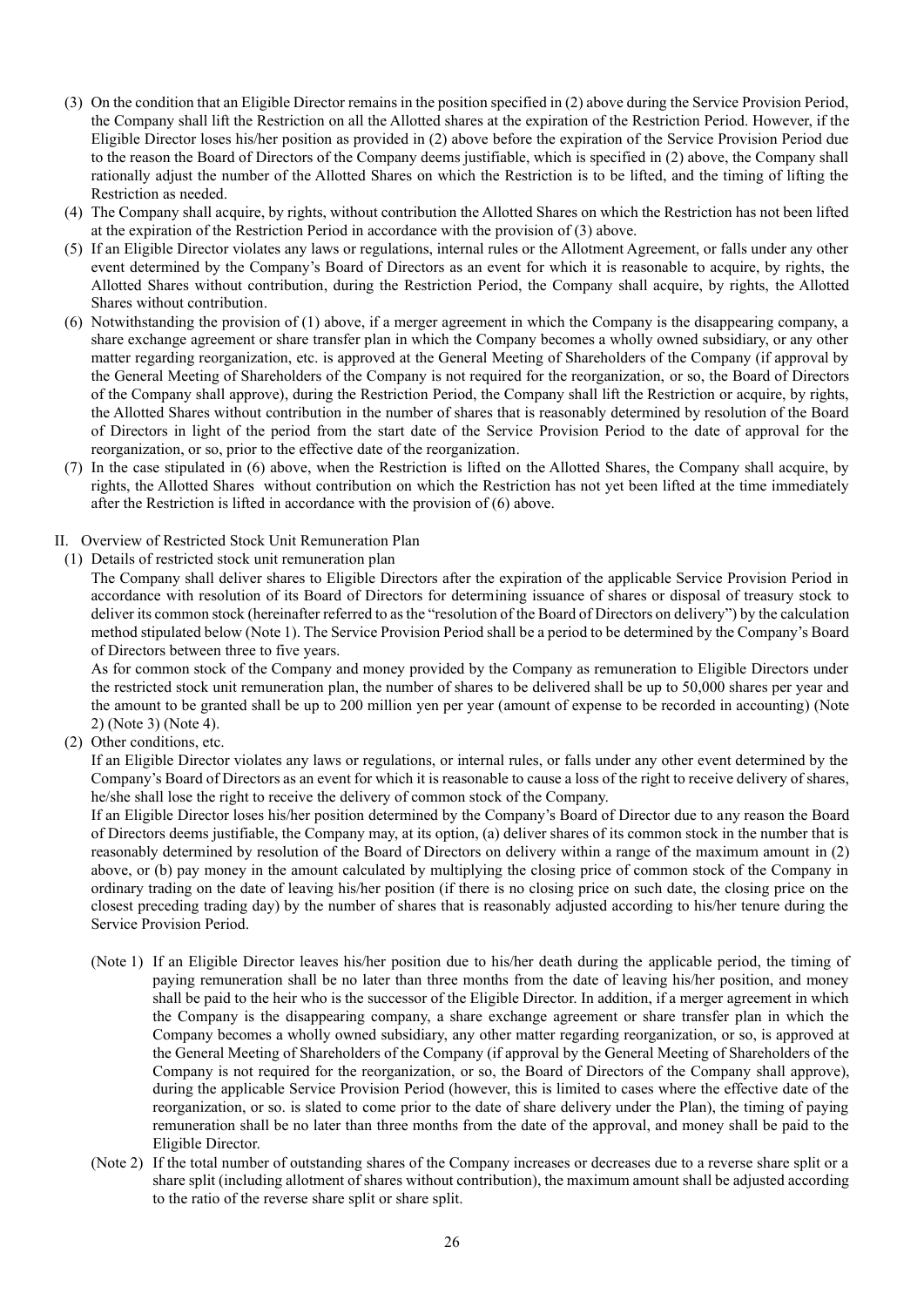(3) On the condition that an Eligible Director remains in the position specified in (2) above during the Service Provision Period, the Company shall lift the Restriction on all the Allotted shares at the expiration of the Restriction Period. However, if the Eligible Director loses his/her position as provided in (2) above before the expiration of the Service Provision Period due to the reason the Board of Directors of the Company deems justifiable, which is specified in (2) above, the Company shall rationally adjust the number of the Allotted Shares on which the Restriction is to be lifted, and the timing of lifting the Restriction as needed.

(4) The Company shall acquire, by rights, without contribution the Allotted Shares on which the Restriction has not been lifted at the expiration of the Restriction Period in accordance with the provision of (3) above.

(5) If an Eligible Director violates any laws or regulations, internal rules or the Allotment Agreement, or falls under any other event determined by the Company's Board of Directors as an event for which it is reasonable to acquire, by rights, the Allotted Shares without contribution, during the Restriction Period, the Company shall acquire, by rights, the Allotted Shares without contribution.

(6) Notwithstanding the provision of (1) above, if a merger agreement in which the Company is the disappearing company, a share exchange agreement or share transfer plan in which the Company becomes a wholly owned subsidiary, or any other matter regarding reorganization, etc. is approved at the General Meeting of Shareholders of the Company (if approval by the General Meeting of Shareholders of the Company is not required for the reorganization, or so, the Board of Directors of the Company shall approve), during the Restriction Period, the Company shall lift the Restriction or acquire, by rights, the Allotted Shares without contribution in the number of shares that is reasonably determined by resolution of the Board of Directors in light of the period from the start date of the Service Provision Period to the date of approval for the reorganization, or so, prior to the effective date of the reorganization.

(7) In the case stipulated in (6) above, when the Restriction is lifted on the Allotted Shares, the Company shall acquire, by rights, the Allotted Shares without contribution on which the Restriction has not yet been lifted at the time immediately after the Restriction is lifted in accordance with the provision of (6) above.

II. Overview of Restricted Stock Unit Remuneration Plan

(1) Details of restricted stock unit remuneration plan

The Company shall deliver shares to Eligible Directors after the expiration of the applicable Service Provision Period in accordance with resolution of its Board of Directors for determining issuance of shares or disposal of treasury stock to deliver its common stock (hereinafter referred to as the "resolution of the Board of Directors on delivery") by the calculation method stipulated below (Note 1). The Service Provision Period shall be a period to be determined by the Company's Board of Directors between three to five years.

As for common stock of the Company and money provided by the Company as remuneration to Eligible Directors under the restricted stock unit remuneration plan, the number of shares to be delivered shall be up to 50,000 shares per year and the amount to be granted shall be up to 200 million yen per year (amount of expense to be recorded in accounting) (Note 2) (Note 3) (Note 4).

(2) Other conditions, etc.

If an Eligible Director violates any laws or regulations, or internal rules, or falls under any other event determined by the Company's Board of Directors as an event for which it is reasonable to cause a loss of the right to receive delivery of shares, he/she shall lose the right to receive the delivery of common stock of the Company.

If an Eligible Director loses his/her position determined by the Company's Board of Director due to any reason the Board of Directors deems justifiable, the Company may, at its option, (a) deliver shares of its common stock in the number that is reasonably determined by resolution of the Board of Directors on delivery within a range of the maximum amount in (2) above, or (b) pay money in the amount calculated by multiplying the closing price of common stock of the Company in ordinary trading on the date of leaving his/her position (if there is no closing price on such date, the closing price on the closest preceding trading day) by the number of shares that is reasonably adjusted according to his/her tenure during the Service Provision Period.

(Note 1) If an Eligible Director leaves his/her position due to his/her death during the applicable period, the timing of paying remuneration shall be no later than three months from the date of leaving his/her position, and money shall be paid to the heir who is the successor of the Eligible Director. In addition, if a merger agreement in which the Company is the disappearing company, a share exchange agreement or share transfer plan in which the Company becomes a wholly owned subsidiary, any other matter regarding reorganization, or so, is approved at the General Meeting of Shareholders of the Company (if approval by the General Meeting of Shareholders of the Company is not required for the reorganization, or so, the Board of Directors of the Company shall approve), during the applicable Service Provision Period (however, this is limited to cases where the effective date of the reorganization, or so. is slated to come prior to the date of share delivery under the Plan), the timing of paying remuneration shall be no later than three months from the date of the approval, and money shall be paid to the Eligible Director.

(Note 2) If the total number of outstanding shares of the Company increases or decreases due to a reverse share split or a share split (including allotment of shares without contribution), the maximum amount shall be adjusted according to the ratio of the reverse share split or share split.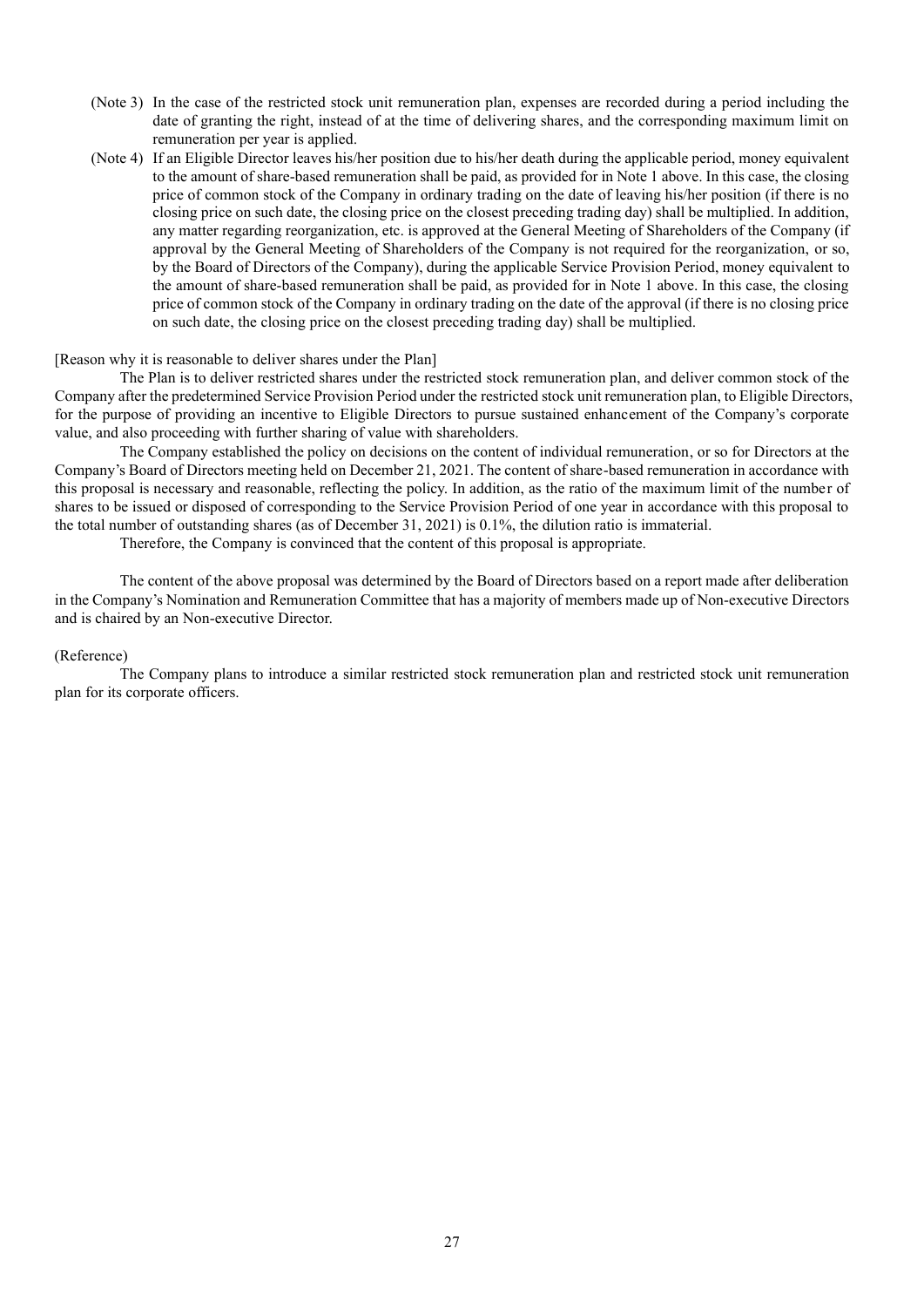(Note 3) In the case of the restricted stock unit remuneration plan, expenses are recorded during a period including the date of granting the right, instead of at the time of delivering shares, and the corresponding maximum limit on remuneration per year is applied.

(Note 4) If an Eligible Director leaves his/her position due to his/her death during the applicable period, money equivalent to the amount of share-based remuneration shall be paid, as provided for in Note 1 above. In this case, the closing price of common stock of the Company in ordinary trading on the date of leaving his/her position (if there is no closing price on such date, the closing price on the closest preceding trading day) shall be multiplied. In addition, any matter regarding reorganization, etc. is approved at the General Meeting of Shareholders of the Company (if approval by the General Meeting of Shareholders of the Company is not required for the reorganization, or so, by the Board of Directors of the Company), during the applicable Service Provision Period, money equivalent to the amount of share-based remuneration shall be paid, as provided for in Note 1 above. In this case, the closing price of common stock of the Company in ordinary trading on the date of the approval (if there is no closing price on such date, the closing price on the closest preceding trading day) shall be multiplied.

[Reason why it is reasonable to deliver shares under the Plan]

The Plan is to deliver restricted shares under the restricted stock remuneration plan, and deliver common stock of the Company after the predetermined Service Provision Period under the restricted stock unit remuneration plan, to Eligible Directors, for the purpose of providing an incentive to Eligible Directors to pursue sustained enhancement of the Company's corporate value, and also proceeding with further sharing of value with shareholders.

The Company established the policy on decisions on the content of individual remuneration, or so for Directors at the Company's Board of Directors meeting held on December 21, 2021. The content of share-based remuneration in accordance with this proposal is necessary and reasonable, reflecting the policy. In addition, as the ratio of the maximum limit of the number of shares to be issued or disposed of corresponding to the Service Provision Period of one year in accordance with this proposal to the total number of outstanding shares (as of December 31, 2021) is 0.1%, the dilution ratio is immaterial.

Therefore, the Company is convinced that the content of this proposal is appropriate.

The content of the above proposal was determined by the Board of Directors based on a report made after deliberation in the Company's Nomination and Remuneration Committee that has a majority of members made up of Non-executive Directors and is chaired by an Non-executive Director.

(Reference)

The Company plans to introduce a similar restricted stock remuneration plan and restricted stock unit remuneration plan for its corporate officers.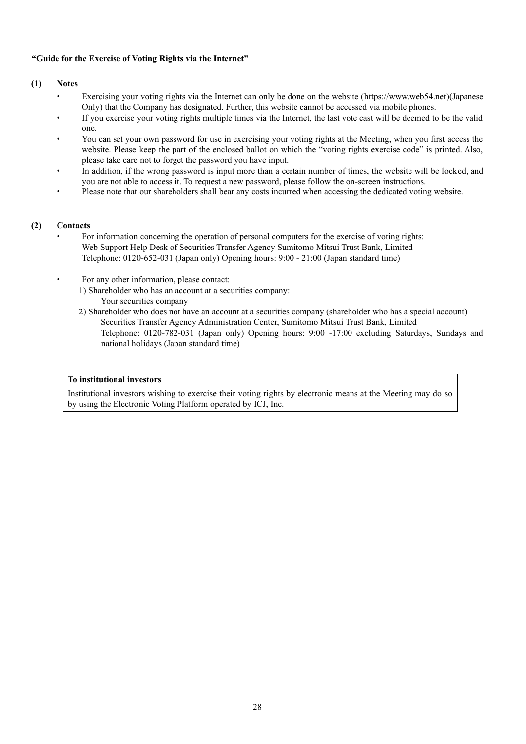**"Guide for the Exercise of Voting Rights via the Internet"**

**(1) Notes**

- Exercising your voting rights via the Internet can only be done on the website (https://www.web54.net)(Japanese Only) that the Company has designated. Further, this website cannot be accessed via mobile phones.
- If you exercise your voting rights multiple times via the Internet, the last vote cast will be deemed to be the valid one.
- You can set your own password for use in exercising your voting rights at the Meeting, when you first access the website. Please keep the part of the enclosed ballot on which the "voting rights exercise code" is printed. Also, please take care not to forget the password you have input.
- In addition, if the wrong password is input more than a certain number of times, the website will be locked, and you are not able to access it. To request a new password, please follow the on-screen instructions.
- Please note that our shareholders shall bear any costs incurred when accessing the dedicated voting website.

**(2) Contacts**

- For information concerning the operation of personal computers for the exercise of voting rights:
  Web Support Help Desk of Securities Transfer Agency Sumitomo Mitsui Trust Bank, Limited
  Telephone: 0120-652-031 (Japan only) Opening hours: 9:00 - 21:00 (Japan standard time)

- For any other information, please contact:
  1) Shareholder who has an account at a securities company:
     Your securities company
  2) Shareholder who does not have an account at a securities company (shareholder who has a special account)
     Securities Transfer Agency Administration Center, Sumitomo Mitsui Trust Bank, Limited
     Telephone: 0120-782-031 (Japan only) Opening hours: 9:00 -17:00 excluding Saturdays, Sundays and national holidays (Japan standard time)

**To institutional investors**

Institutional investors wishing to exercise their voting rights by electronic means at the Meeting may do so by using the Electronic Voting Platform operated by ICJ, Inc.